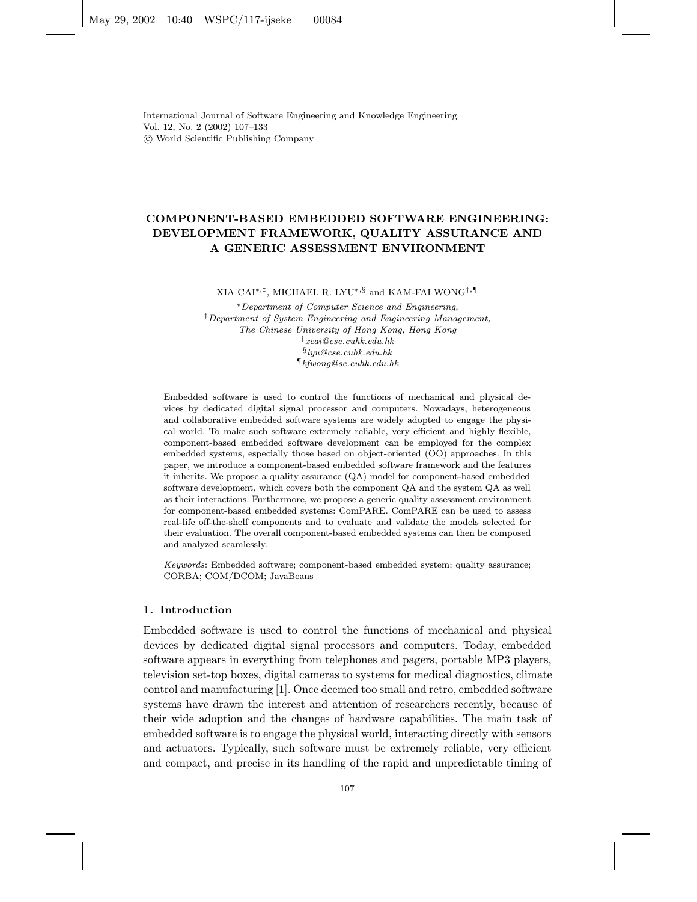International Journal of Software Engineering and Knowledge Engineering
Vol. 12, No. 2 (2002) 107–133
© World Scientific Publishing Company

# COMPONENT-BASED EMBEDDED SOFTWARE ENGINEERING: DEVELOPMENT FRAMEWORK, QUALITY ASSURANCE AND A GENERIC ASSESSMENT ENVIRONMENT

XIA CAI[*,‡], MICHAEL R. LYU[*,§] and KAM-FAI WONG[†,¶]

[*] *Department of Computer Science and Engineering,*
[†] *Department of System Engineering and Engineering Management,*
*The Chinese University of Hong Kong, Hong Kong*
[‡] *xcai@cse.cuhk.edu.hk*
[§] *lyu@cse.cuhk.edu.hk*
[¶] *kfwong@se.cuhk.edu.hk*

Embedded software is used to control the functions of mechanical and physical devices by dedicated digital signal processor and computers. Nowadays, heterogeneous and collaborative embedded software systems are widely adopted to engage the physical world. To make such software extremely reliable, very efficient and highly flexible, component-based embedded software development can be employed for the complex embedded systems, especially those based on object-oriented (OO) approaches. In this paper, we introduce a component-based embedded software framework and the features it inherits. We propose a quality assurance (QA) model for component-based embedded software development, which covers both the component QA and the system QA as well as their interactions. Furthermore, we propose a generic quality assessment environment for component-based embedded systems: ComPARE. ComPARE can be used to assess real-life off-the-shelf components and to evaluate and validate the models selected for their evaluation. The overall component-based embedded systems can then be composed and analyzed seamlessly.

*Keywords*: Embedded software; component-based embedded system; quality assurance; CORBA; COM/DCOM; JavaBeans

## 1. Introduction

Embedded software is used to control the functions of mechanical and physical devices by dedicated digital signal processors and computers. Today, embedded software appears in everything from telephones and pagers, portable MP3 players, television set-top boxes, digital cameras to systems for medical diagnostics, climate control and manufacturing [1]. Once deemed too small and retro, embedded software systems have drawn the interest and attention of researchers recently, because of their wide adoption and the changes of hardware capabilities. The main task of embedded software is to engage the physical world, interacting directly with sensors and actuators. Typically, such software must be extremely reliable, very efficient and compact, and precise in its handling of the rapid and unpredictable timing of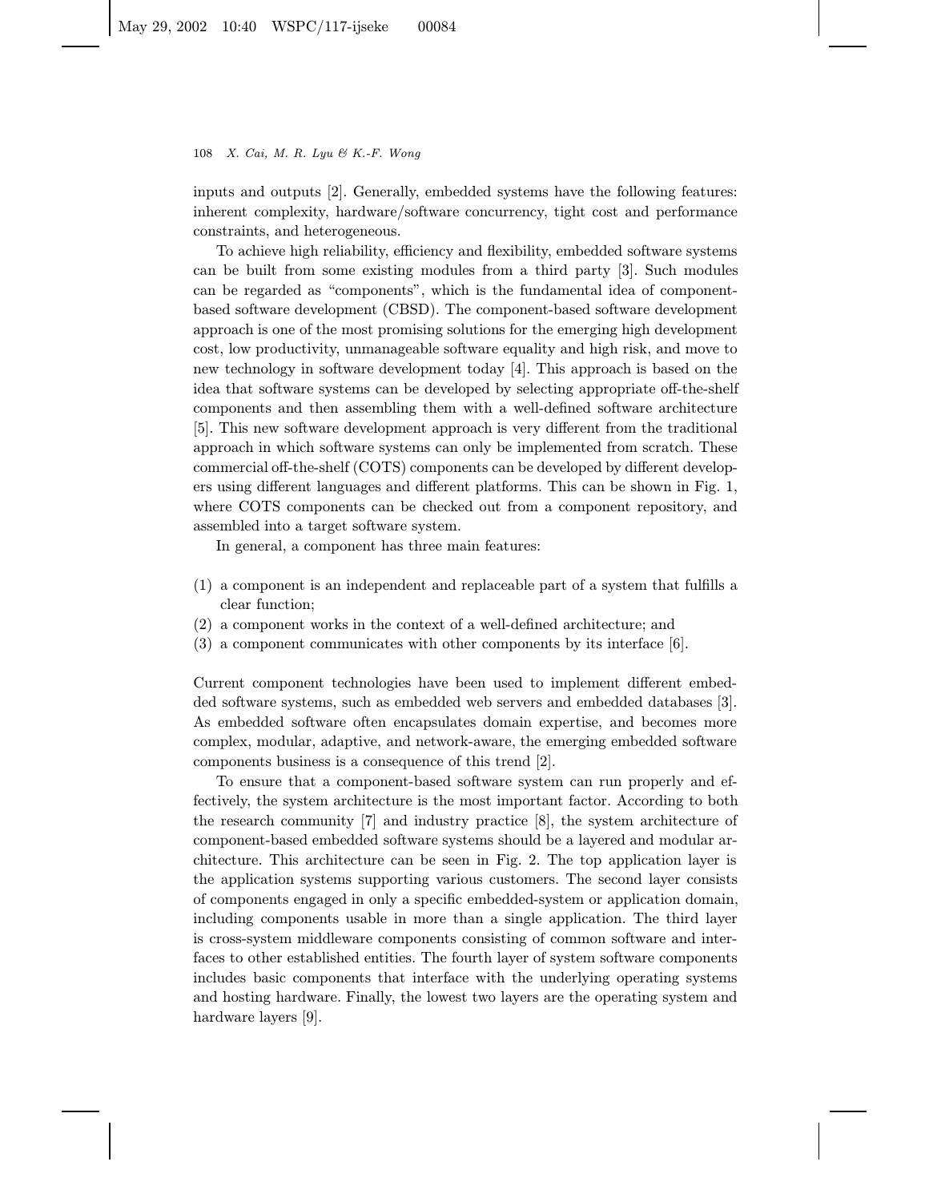inputs and outputs [2]. Generally, embedded systems have the following features: inherent complexity, hardware/software concurrency, tight cost and performance constraints, and heterogeneous.

To achieve high reliability, efficiency and flexibility, embedded software systems can be built from some existing modules from a third party [3]. Such modules can be regarded as "components", which is the fundamental idea of component-based software development (CBSD). The component-based software development approach is one of the most promising solutions for the emerging high development cost, low productivity, unmanageable software equality and high risk, and move to new technology in software development today [4]. This approach is based on the idea that software systems can be developed by selecting appropriate off-the-shelf components and then assembling them with a well-defined software architecture [5]. This new software development approach is very different from the traditional approach in which software systems can only be implemented from scratch. These commercial off-the-shelf (COTS) components can be developed by different developers using different languages and different platforms. This can be shown in Fig. 1, where COTS components can be checked out from a component repository, and assembled into a target software system.

In general, a component has three main features:

(1) a component is an independent and replaceable part of a system that fulfills a clear function;
(2) a component works in the context of a well-defined architecture; and
(3) a component communicates with other components by its interface [6].

Current component technologies have been used to implement different embedded software systems, such as embedded web servers and embedded databases [3]. As embedded software often encapsulates domain expertise, and becomes more complex, modular, adaptive, and network-aware, the emerging embedded software components business is a consequence of this trend [2].

To ensure that a component-based software system can run properly and effectively, the system architecture is the most important factor. According to both the research community [7] and industry practice [8], the system architecture of component-based embedded software systems should be a layered and modular architecture. This architecture can be seen in Fig. 2. The top application layer is the application systems supporting various customers. The second layer consists of components engaged in only a specific embedded-system or application domain, including components usable in more than a single application. The third layer is cross-system middleware components consisting of common software and interfaces to other established entities. The fourth layer of system software components includes basic components that interface with the underlying operating systems and hosting hardware. Finally, the lowest two layers are the operating system and hardware layers [9].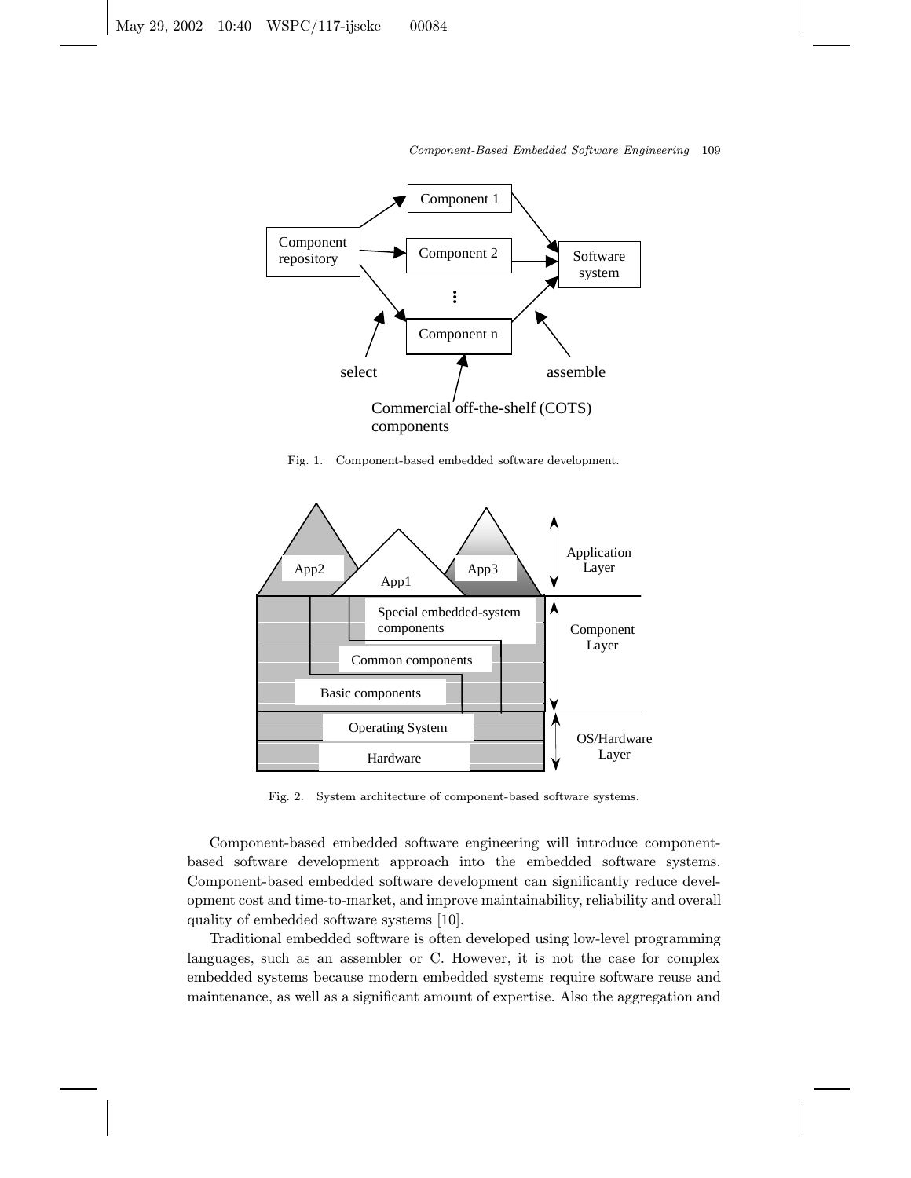Fig. 1. Component-based embedded software development.

Fig. 2. System architecture of component-based software systems.

Component-based embedded software engineering will introduce component-based software development approach into the embedded software systems. Component-based embedded software development can significantly reduce development cost and time-to-market, and improve maintainability, reliability and overall quality of embedded software systems [10].

Traditional embedded software is often developed using low-level programming languages, such as an assembler or C. However, it is not the case for complex embedded systems because modern embedded systems require software reuse and maintenance, as well as a significant amount of expertise. Also the aggregation and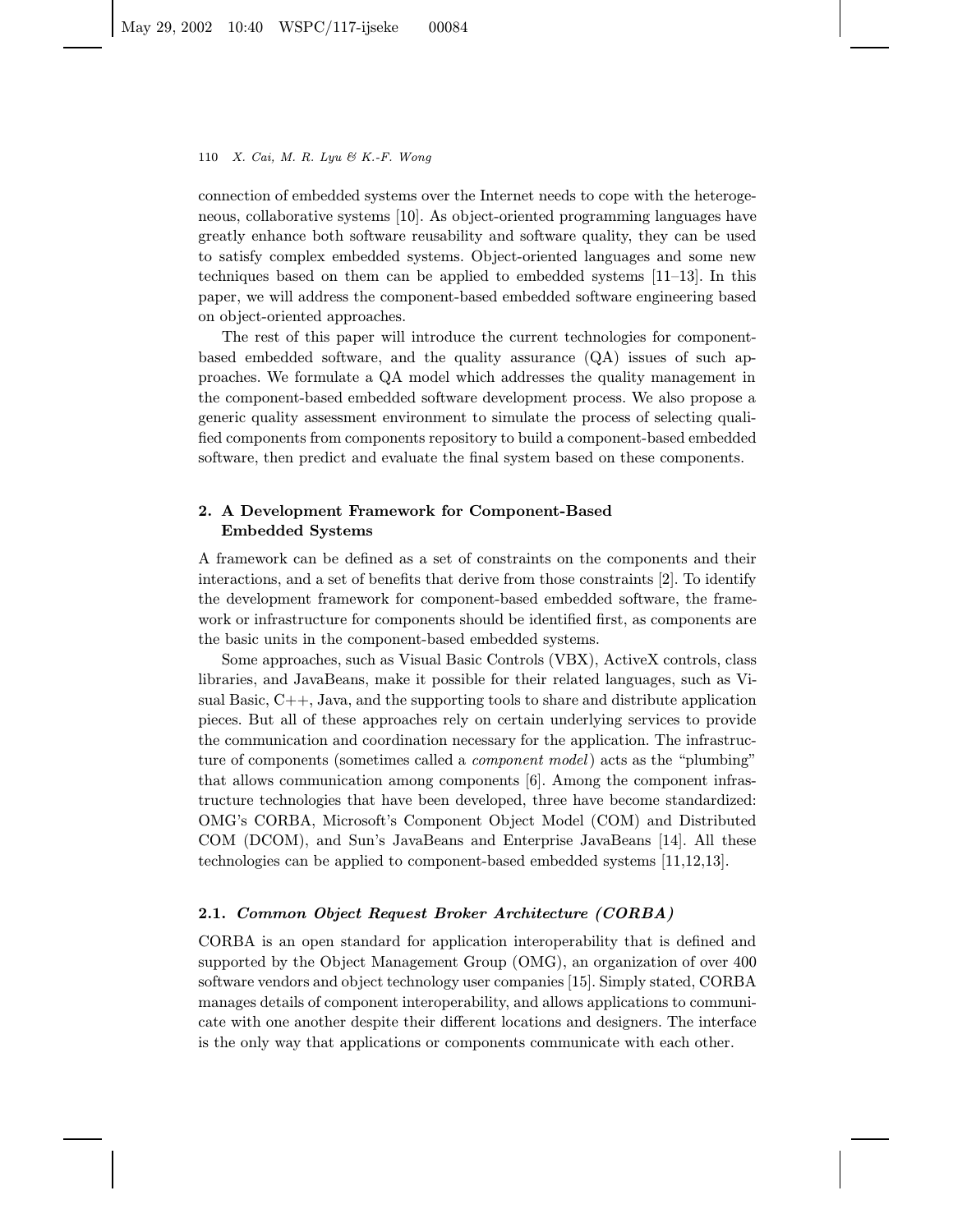connection of embedded systems over the Internet needs to cope with the heterogeneous, collaborative systems [10]. As object-oriented programming languages have greatly enhance both software reusability and software quality, they can be used to satisfy complex embedded systems. Object-oriented languages and some new techniques based on them can be applied to embedded systems [11–13]. In this paper, we will address the component-based embedded software engineering based on object-oriented approaches.

The rest of this paper will introduce the current technologies for component-based embedded software, and the quality assurance (QA) issues of such approaches. We formulate a QA model which addresses the quality management in the component-based embedded software development process. We also propose a generic quality assessment environment to simulate the process of selecting qualified components from components repository to build a component-based embedded software, then predict and evaluate the final system based on these components.

## 2. A Development Framework for Component-Based Embedded Systems

A framework can be defined as a set of constraints on the components and their interactions, and a set of benefits that derive from those constraints [2]. To identify the development framework for component-based embedded software, the framework or infrastructure for components should be identified first, as components are the basic units in the component-based embedded systems.

Some approaches, such as Visual Basic Controls (VBX), ActiveX controls, class libraries, and JavaBeans, make it possible for their related languages, such as Visual Basic, C++, Java, and the supporting tools to share and distribute application pieces. But all of these approaches rely on certain underlying services to provide the communication and coordination necessary for the application. The infrastructure of components (sometimes called a *component model*) acts as the "plumbing" that allows communication among components [6]. Among the component infrastructure technologies that have been developed, three have become standardized: OMG's CORBA, Microsoft's Component Object Model (COM) and Distributed COM (DCOM), and Sun's JavaBeans and Enterprise JavaBeans [14]. All these technologies can be applied to component-based embedded systems [11,12,13].

### 2.1. *Common Object Request Broker Architecture (CORBA)*

CORBA is an open standard for application interoperability that is defined and supported by the Object Management Group (OMG), an organization of over 400 software vendors and object technology user companies [15]. Simply stated, CORBA manages details of component interoperability, and allows applications to communicate with one another despite their different locations and designers. The interface is the only way that applications or components communicate with each other.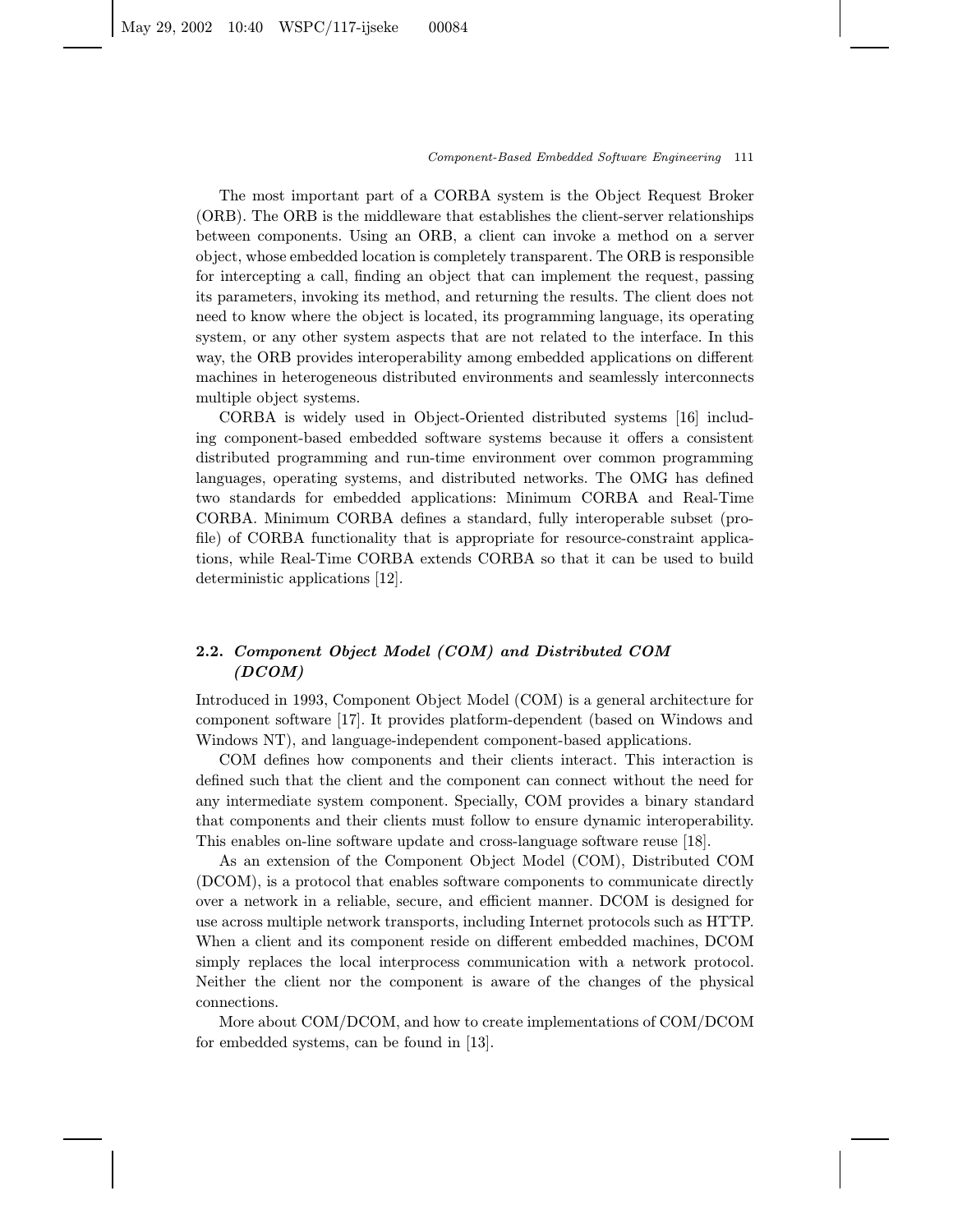The most important part of a CORBA system is the Object Request Broker (ORB). The ORB is the middleware that establishes the client-server relationships between components. Using an ORB, a client can invoke a method on a server object, whose embedded location is completely transparent. The ORB is responsible for intercepting a call, finding an object that can implement the request, passing its parameters, invoking its method, and returning the results. The client does not need to know where the object is located, its programming language, its operating system, or any other system aspects that are not related to the interface. In this way, the ORB provides interoperability among embedded applications on different machines in heterogeneous distributed environments and seamlessly interconnects multiple object systems.

CORBA is widely used in Object-Oriented distributed systems [16] including component-based embedded software systems because it offers a consistent distributed programming and run-time environment over common programming languages, operating systems, and distributed networks. The OMG has defined two standards for embedded applications: Minimum CORBA and Real-Time CORBA. Minimum CORBA defines a standard, fully interoperable subset (profile) of CORBA functionality that is appropriate for resource-constraint applications, while Real-Time CORBA extends CORBA so that it can be used to build deterministic applications [12].

### 2.2. *Component Object Model (COM) and Distributed COM (DCOM)*

Introduced in 1993, Component Object Model (COM) is a general architecture for component software [17]. It provides platform-dependent (based on Windows and Windows NT), and language-independent component-based applications.

COM defines how components and their clients interact. This interaction is defined such that the client and the component can connect without the need for any intermediate system component. Specially, COM provides a binary standard that components and their clients must follow to ensure dynamic interoperability. This enables on-line software update and cross-language software reuse [18].

As an extension of the Component Object Model (COM), Distributed COM (DCOM), is a protocol that enables software components to communicate directly over a network in a reliable, secure, and efficient manner. DCOM is designed for use across multiple network transports, including Internet protocols such as HTTP. When a client and its component reside on different embedded machines, DCOM simply replaces the local interprocess communication with a network protocol. Neither the client nor the component is aware of the changes of the physical connections.

More about COM/DCOM, and how to create implementations of COM/DCOM for embedded systems, can be found in [13].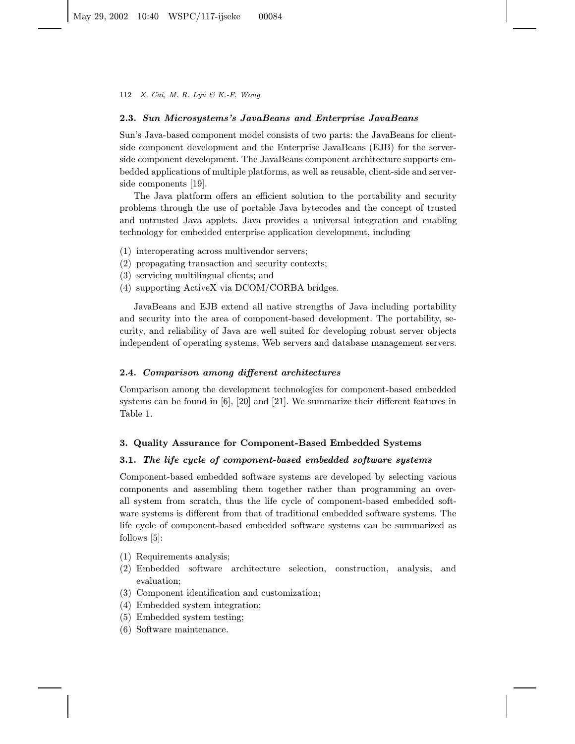### 2.3. *Sun Microsystems's JavaBeans and Enterprise JavaBeans*

Sun's Java-based component model consists of two parts: the JavaBeans for client-side component development and the Enterprise JavaBeans (EJB) for the server-side component development. The JavaBeans component architecture supports embedded applications of multiple platforms, as well as reusable, client-side and server-side components [19].

The Java platform offers an efficient solution to the portability and security problems through the use of portable Java bytecodes and the concept of trusted and untrusted Java applets. Java provides a universal integration and enabling technology for embedded enterprise application development, including

(1) interoperating across multivendor servers;
(2) propagating transaction and security contexts;
(3) servicing multilingual clients; and
(4) supporting ActiveX via DCOM/CORBA bridges.

JavaBeans and EJB extend all native strengths of Java including portability and security into the area of component-based development. The portability, security, and reliability of Java are well suited for developing robust server objects independent of operating systems, Web servers and database management servers.

### 2.4. *Comparison among different architectures*

Comparison among the development technologies for component-based embedded systems can be found in [6], [20] and [21]. We summarize their different features in Table 1.

## 3. Quality Assurance for Component-Based Embedded Systems

### 3.1. *The life cycle of component-based embedded software systems*

Component-based embedded software systems are developed by selecting various components and assembling them together rather than programming an overall system from scratch, thus the life cycle of component-based embedded software systems is different from that of traditional embedded software systems. The life cycle of component-based embedded software systems can be summarized as follows [5]:

(1) Requirements analysis;
(2) Embedded software architecture selection, construction, analysis, and evaluation;
(3) Component identification and customization;
(4) Embedded system integration;
(5) Embedded system testing;
(6) Software maintenance.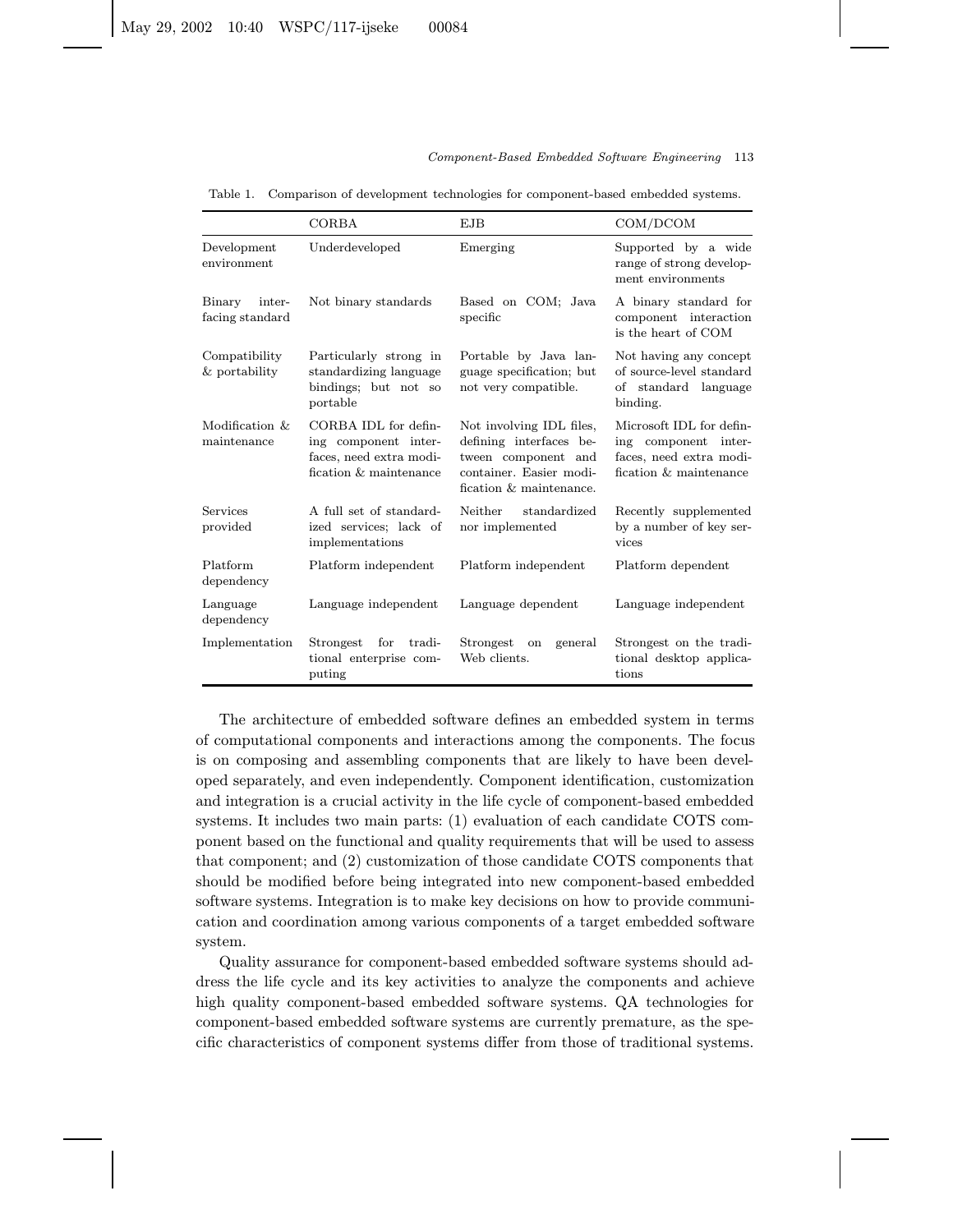Table 1. Comparison of development technologies for component-based embedded systems.

| | CORBA | EJB | COM/DCOM |
|---|---|---|---|
| Development environment | Underdeveloped | Emerging | Supported by a wide range of strong development environments |
| Binary interfacing standard | Not binary standards | Based on COM; Java specific | A binary standard for component interaction is the heart of COM |
| Compatibility & portability | Particularly strong in standardizing language bindings; but not so portable | Portable by Java language specification; but not very compatible. | Not having any concept of source-level standard of standard language binding. |
| Modification & maintenance | CORBA IDL for defining component interfaces, need extra modification & maintenance | Not involving IDL files, defining interfaces between component and container. Easier modification & maintenance. | Microsoft IDL for defining component interfaces, need extra modification & maintenance |
| Services provided | A full set of standardized services; lack of implementations | Neither standardized nor implemented | Recently supplemented by a number of key services |
| Platform dependency | Platform independent | Platform independent | Platform dependent |
| Language dependency | Language independent | Language dependent | Language independent |
| Implementation | Strongest for traditional enterprise computing | Strongest on general Web clients. | Strongest on the traditional desktop applications |

The architecture of embedded software defines an embedded system in terms of computational components and interactions among the components. The focus is on composing and assembling components that are likely to have been developed separately, and even independently. Component identification, customization and integration is a crucial activity in the life cycle of component-based embedded systems. It includes two main parts: (1) evaluation of each candidate COTS component based on the functional and quality requirements that will be used to assess that component; and (2) customization of those candidate COTS components that should be modified before being integrated into new component-based embedded software systems. Integration is to make key decisions on how to provide communication and coordination among various components of a target embedded software system.

Quality assurance for component-based embedded software systems should address the life cycle and its key activities to analyze the components and achieve high quality component-based embedded software systems. QA technologies for component-based embedded software systems are currently premature, as the specific characteristics of component systems differ from those of traditional systems.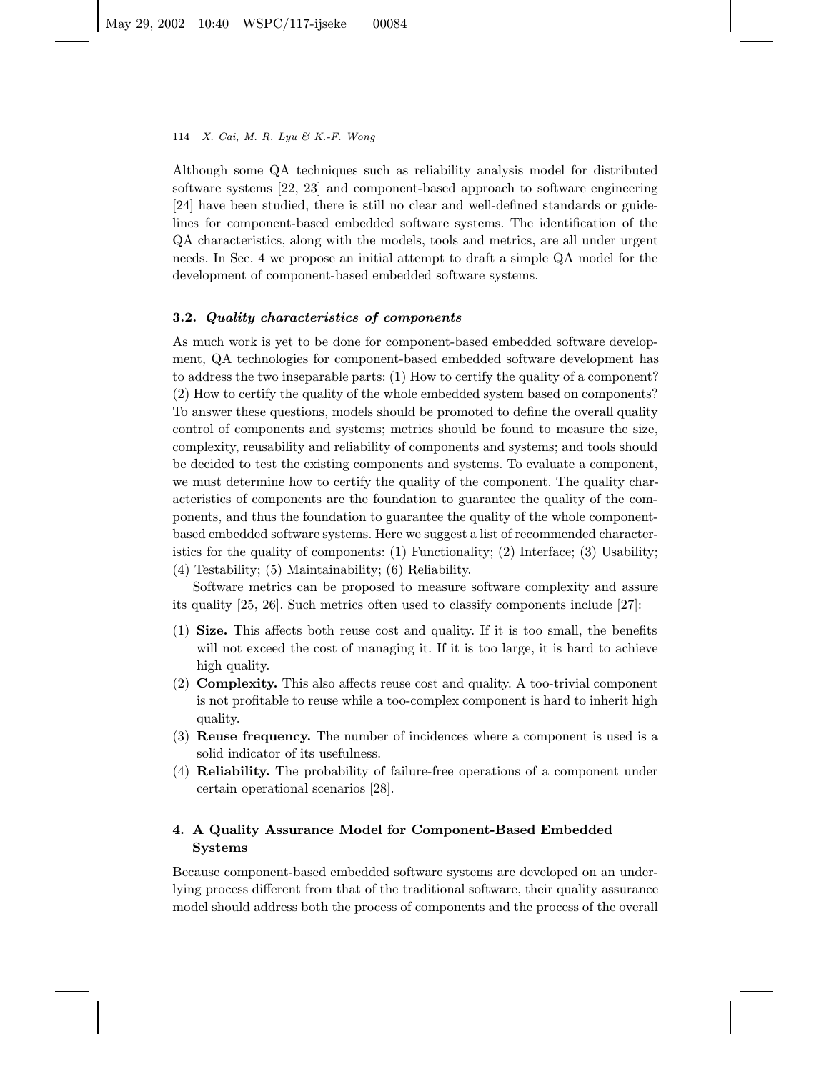Although some QA techniques such as reliability analysis model for distributed software systems [22, 23] and component-based approach to software engineering [24] have been studied, there is still no clear and well-defined standards or guidelines for component-based embedded software systems. The identification of the QA characteristics, along with the models, tools and metrics, are all under urgent needs. In Sec. 4 we propose an initial attempt to draft a simple QA model for the development of component-based embedded software systems.

### 3.2. *Quality characteristics of components*

As much work is yet to be done for component-based embedded software development, QA technologies for component-based embedded software development has to address the two inseparable parts: (1) How to certify the quality of a component? (2) How to certify the quality of the whole embedded system based on components? To answer these questions, models should be promoted to define the overall quality control of components and systems; metrics should be found to measure the size, complexity, reusability and reliability of components and systems; and tools should be decided to test the existing components and systems. To evaluate a component, we must determine how to certify the quality of the component. The quality characteristics of components are the foundation to guarantee the quality of the components, and thus the foundation to guarantee the quality of the whole component-based embedded software systems. Here we suggest a list of recommended characteristics for the quality of components: (1) Functionality; (2) Interface; (3) Usability; (4) Testability; (5) Maintainability; (6) Reliability.

Software metrics can be proposed to measure software complexity and assure its quality [25, 26]. Such metrics often used to classify components include [27]:

(1) **Size.** This affects both reuse cost and quality. If it is too small, the benefits will not exceed the cost of managing it. If it is too large, it is hard to achieve high quality.
(2) **Complexity.** This also affects reuse cost and quality. A too-trivial component is not profitable to reuse while a too-complex component is hard to inherit high quality.
(3) **Reuse frequency.** The number of incidences where a component is used is a solid indicator of its usefulness.
(4) **Reliability.** The probability of failure-free operations of a component under certain operational scenarios [28].

## 4. A Quality Assurance Model for Component-Based Embedded Systems

Because component-based embedded software systems are developed on an underlying process different from that of the traditional software, their quality assurance model should address both the process of components and the process of the overall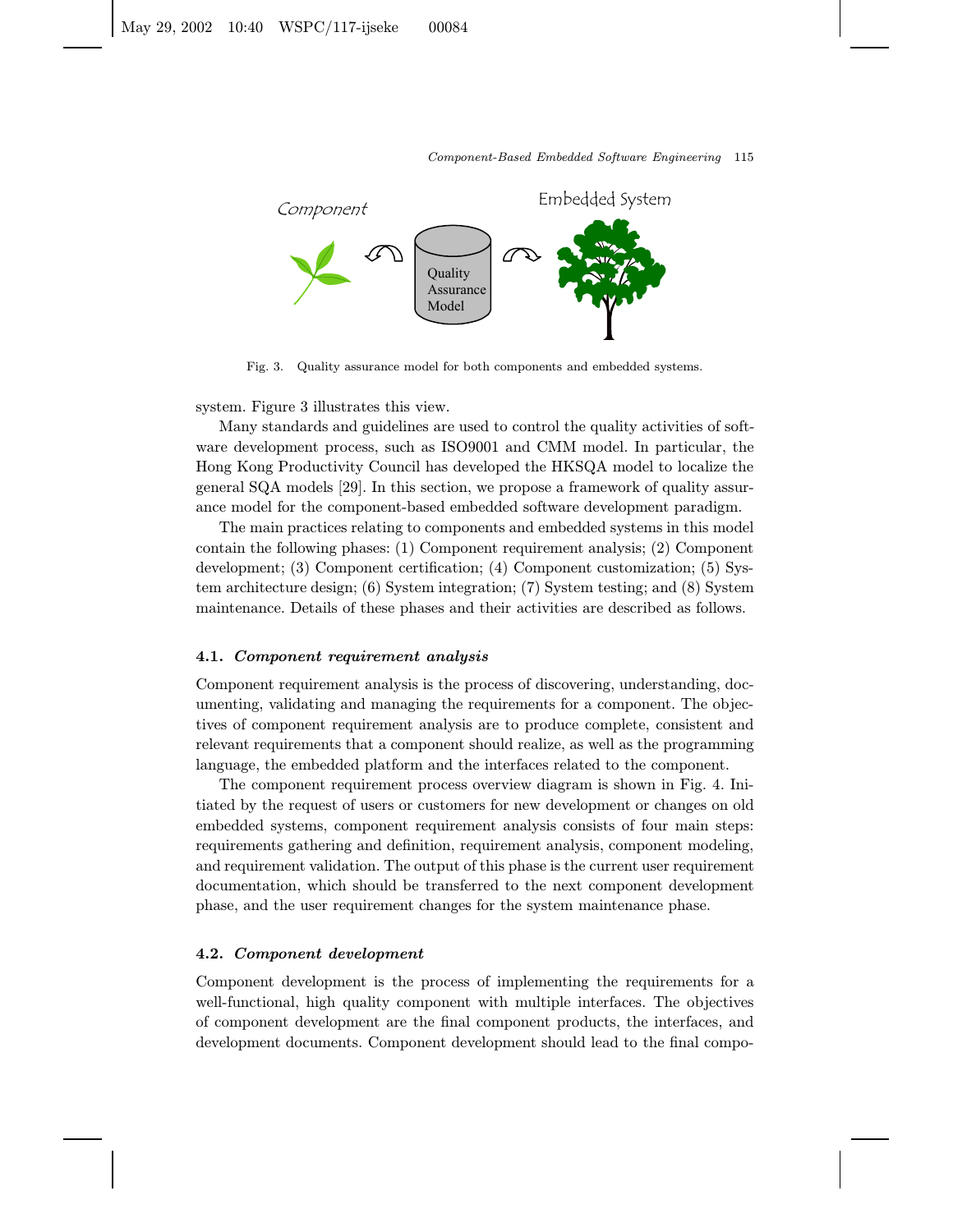Fig. 3. Quality assurance model for both components and embedded systems.

system. Figure 3 illustrates this view.

Many standards and guidelines are used to control the quality activities of software development process, such as ISO9001 and CMM model. In particular, the Hong Kong Productivity Council has developed the HKSQA model to localize the general SQA models [29]. In this section, we propose a framework of quality assurance model for the component-based embedded software development paradigm.

The main practices relating to components and embedded systems in this model contain the following phases: (1) Component requirement analysis; (2) Component development; (3) Component certification; (4) Component customization; (5) System architecture design; (6) System integration; (7) System testing; and (8) System maintenance. Details of these phases and their activities are described as follows.

### 4.1. *Component requirement analysis*

Component requirement analysis is the process of discovering, understanding, documenting, validating and managing the requirements for a component. The objectives of component requirement analysis are to produce complete, consistent and relevant requirements that a component should realize, as well as the programming language, the embedded platform and the interfaces related to the component.

The component requirement process overview diagram is shown in Fig. 4. Initiated by the request of users or customers for new development or changes on old embedded systems, component requirement analysis consists of four main steps: requirements gathering and definition, requirement analysis, component modeling, and requirement validation. The output of this phase is the current user requirement documentation, which should be transferred to the next component development phase, and the user requirement changes for the system maintenance phase.

### 4.2. *Component development*

Component development is the process of implementing the requirements for a well-functional, high quality component with multiple interfaces. The objectives of component development are the final component products, the interfaces, and development documents. Component development should lead to the final compo-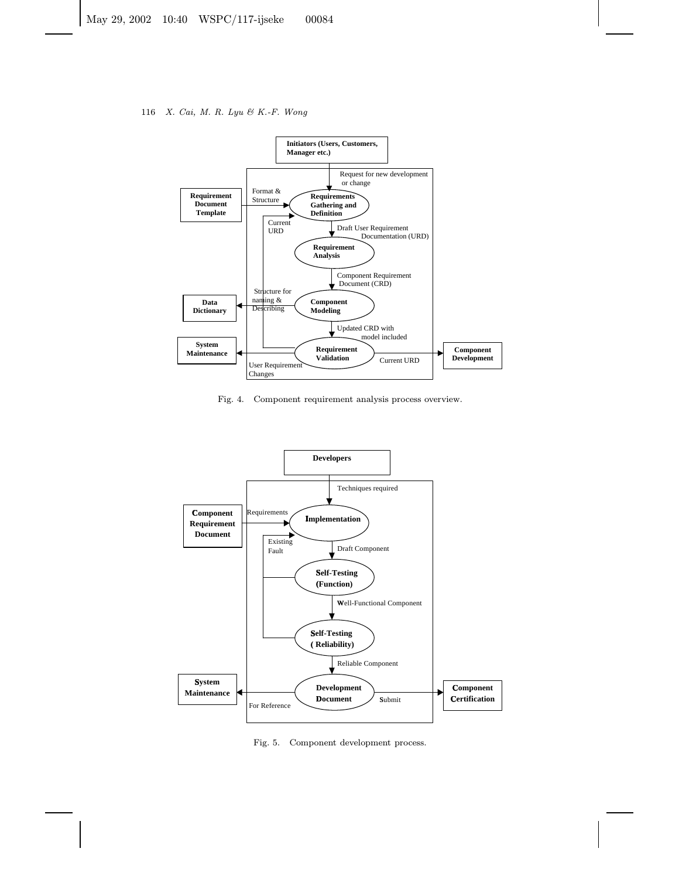Fig. 4. Component requirement analysis process overview.

Fig. 5. Component development process.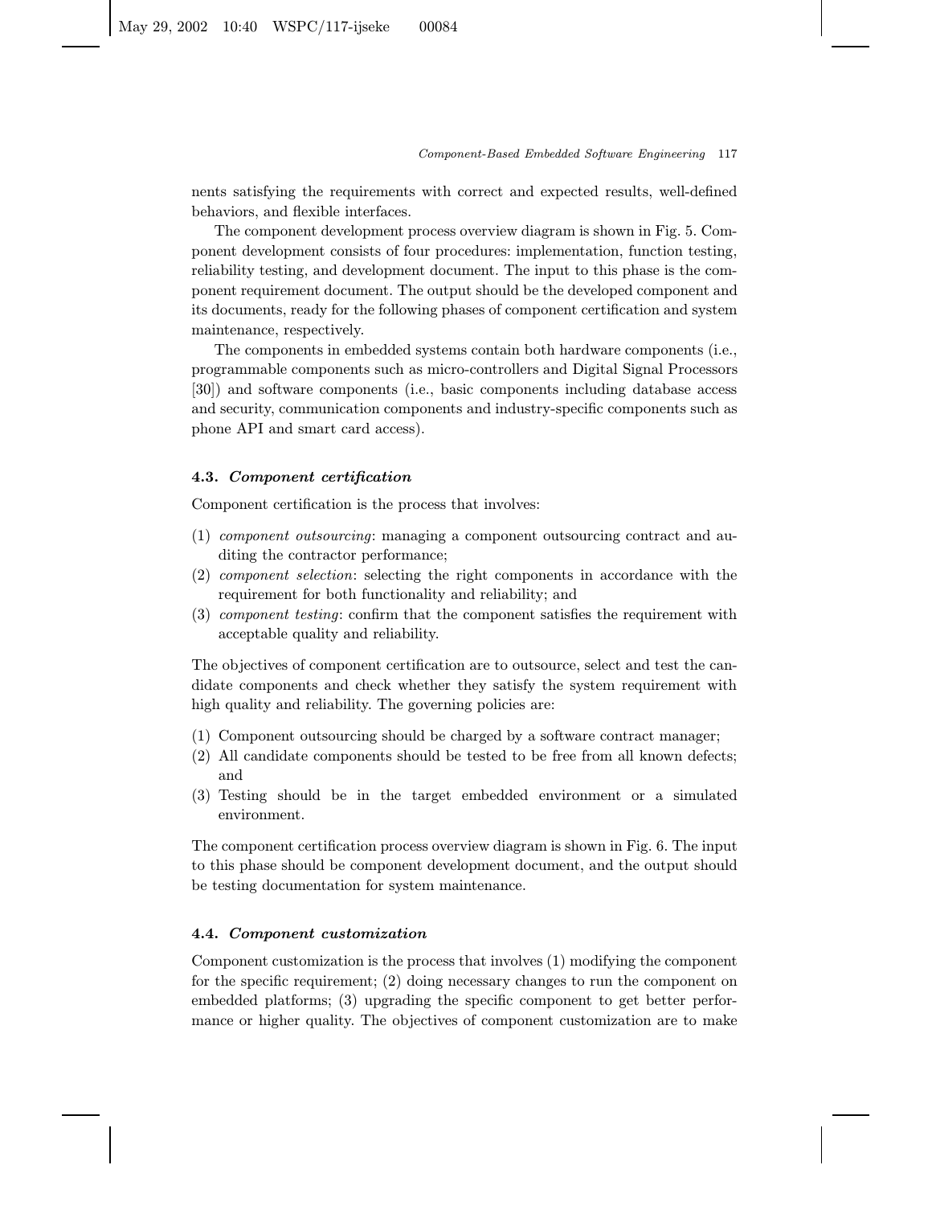nents satisfying the requirements with correct and expected results, well-defined behaviors, and flexible interfaces.

The component development process overview diagram is shown in Fig. 5. Component development consists of four procedures: implementation, function testing, reliability testing, and development document. The input to this phase is the component requirement document. The output should be the developed component and its documents, ready for the following phases of component certification and system maintenance, respectively.

The components in embedded systems contain both hardware components (i.e., programmable components such as micro-controllers and Digital Signal Processors [30]) and software components (i.e., basic components including database access and security, communication components and industry-specific components such as phone API and smart card access).

### 4.3. *Component certification*

Component certification is the process that involves:

(1) *component outsourcing*: managing a component outsourcing contract and auditing the contractor performance;
(2) *component selection*: selecting the right components in accordance with the requirement for both functionality and reliability; and
(3) *component testing*: confirm that the component satisfies the requirement with acceptable quality and reliability.

The objectives of component certification are to outsource, select and test the candidate components and check whether they satisfy the system requirement with high quality and reliability. The governing policies are:

(1) Component outsourcing should be charged by a software contract manager;
(2) All candidate components should be tested to be free from all known defects; and
(3) Testing should be in the target embedded environment or a simulated environment.

The component certification process overview diagram is shown in Fig. 6. The input to this phase should be component development document, and the output should be testing documentation for system maintenance.

### 4.4. *Component customization*

Component customization is the process that involves (1) modifying the component for the specific requirement; (2) doing necessary changes to run the component on embedded platforms; (3) upgrading the specific component to get better performance or higher quality. The objectives of component customization are to make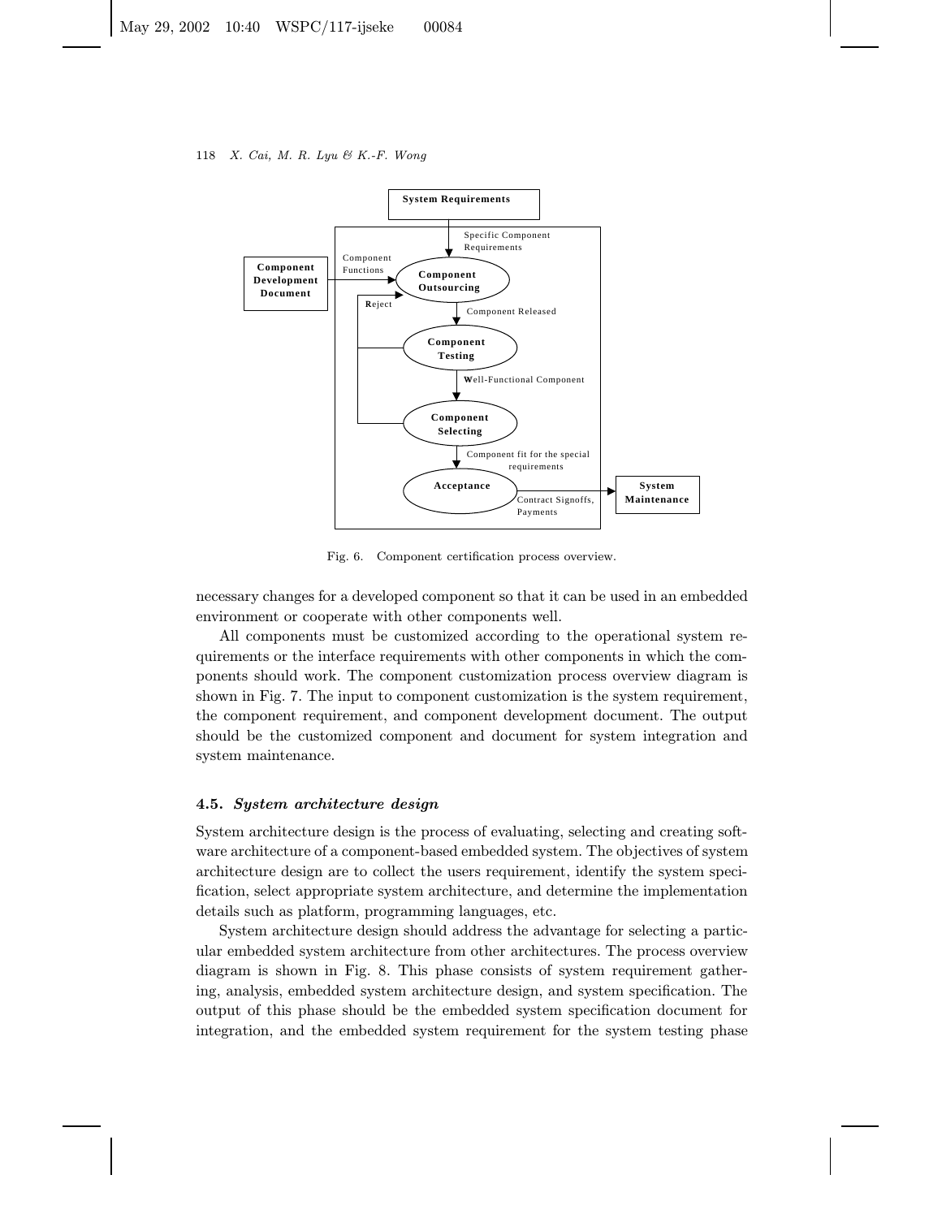Fig. 6. Component certification process overview.

necessary changes for a developed component so that it can be used in an embedded environment or cooperate with other components well.

All components must be customized according to the operational system requirements or the interface requirements with other components in which the components should work. The component customization process overview diagram is shown in Fig. 7. The input to component customization is the system requirement, the component requirement, and component development document. The output should be the customized component and document for system integration and system maintenance.

### 4.5. *System architecture design*

System architecture design is the process of evaluating, selecting and creating software architecture of a component-based embedded system. The objectives of system architecture design are to collect the users requirement, identify the system specification, select appropriate system architecture, and determine the implementation details such as platform, programming languages, etc.

System architecture design should address the advantage for selecting a particular embedded system architecture from other architectures. The process overview diagram is shown in Fig. 8. This phase consists of system requirement gathering, analysis, embedded system architecture design, and system specification. The output of this phase should be the embedded system specification document for integration, and the embedded system requirement for the system testing phase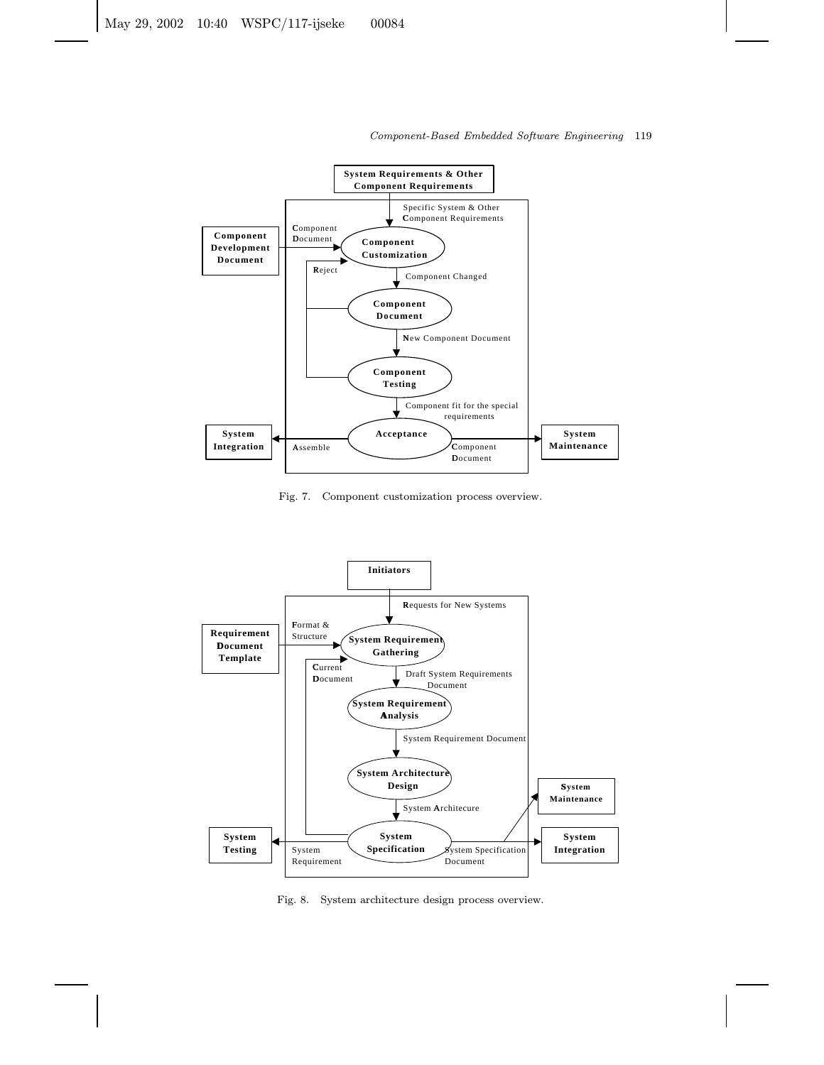Fig. 7. Component customization process overview.

Fig. 8. System architecture design process overview.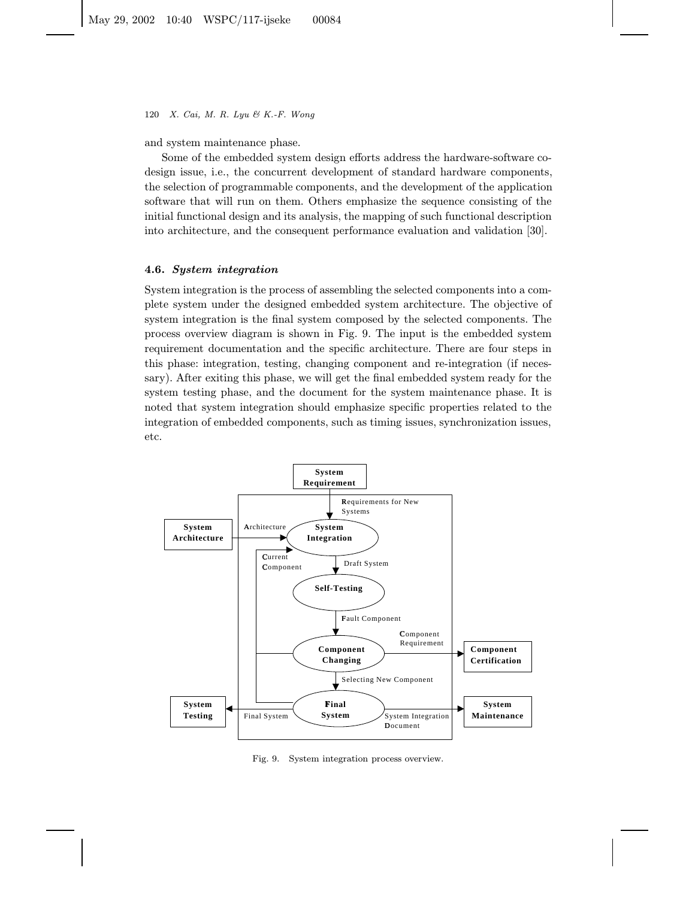and system maintenance phase.

Some of the embedded system design efforts address the hardware-software co-design issue, i.e., the concurrent development of standard hardware components, the selection of programmable components, and the development of the application software that will run on them. Others emphasize the sequence consisting of the initial functional design and its analysis, the mapping of such functional description into architecture, and the consequent performance evaluation and validation [30].

### 4.6. *System integration*

System integration is the process of assembling the selected components into a complete system under the designed embedded system architecture. The objective of system integration is the final system composed by the selected components. The process overview diagram is shown in Fig. 9. The input is the embedded system requirement documentation and the specific architecture. There are four steps in this phase: integration, testing, changing component and re-integration (if necessary). After exiting this phase, we will get the final embedded system ready for the system testing phase, and the document for the system maintenance phase. It is noted that system integration should emphasize specific properties related to the integration of embedded components, such as timing issues, synchronization issues, etc.

Fig. 9. System integration process overview.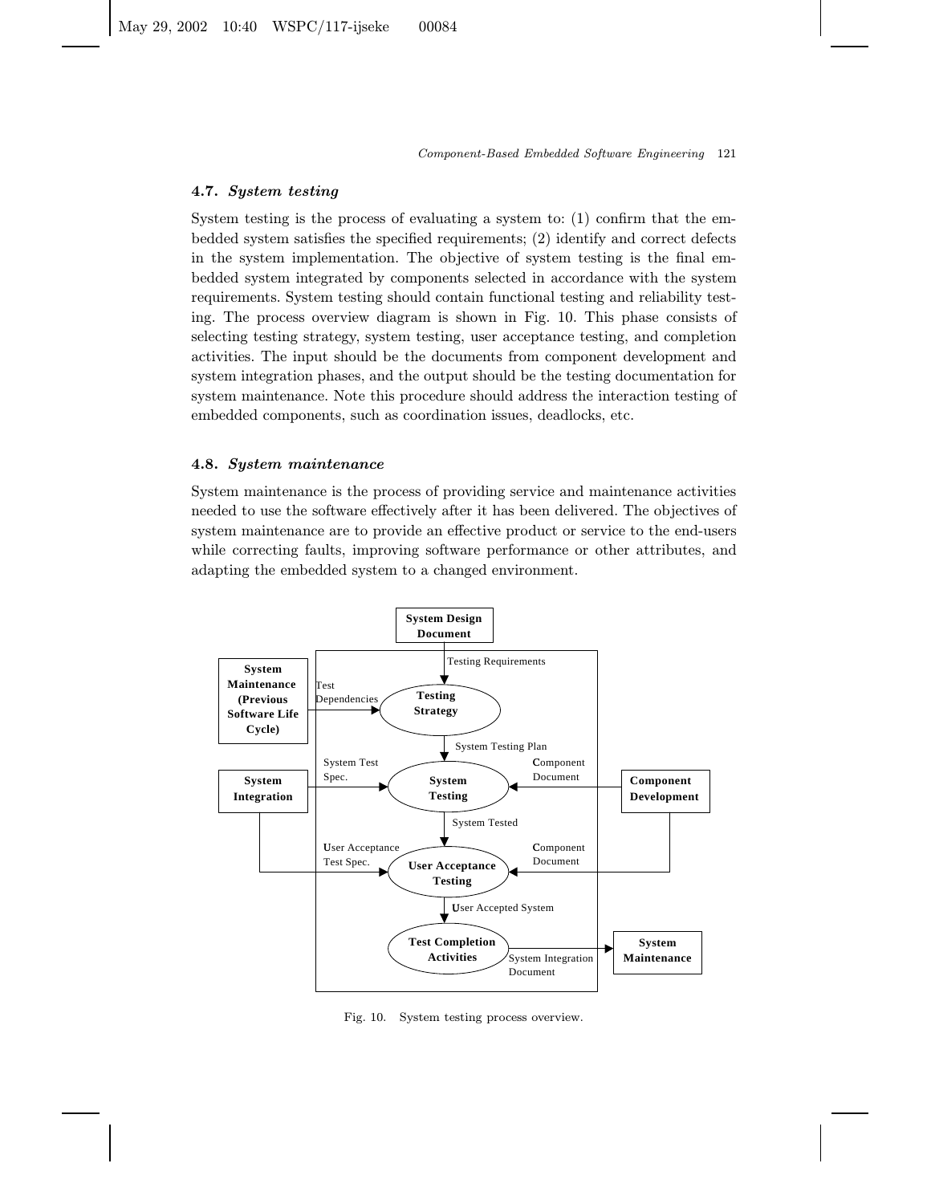### 4.7. *System testing*

System testing is the process of evaluating a system to: (1) confirm that the embedded system satisfies the specified requirements; (2) identify and correct defects in the system implementation. The objective of system testing is the final embedded system integrated by components selected in accordance with the system requirements. System testing should contain functional testing and reliability testing. The process overview diagram is shown in Fig. 10. This phase consists of selecting testing strategy, system testing, user acceptance testing, and completion activities. The input should be the documents from component development and system integration phases, and the output should be the testing documentation for system maintenance. Note this procedure should address the interaction testing of embedded components, such as coordination issues, deadlocks, etc.

### 4.8. *System maintenance*

System maintenance is the process of providing service and maintenance activities needed to use the software effectively after it has been delivered. The objectives of system maintenance are to provide an effective product or service to the end-users while correcting faults, improving software performance or other attributes, and adapting the embedded system to a changed environment.

Fig. 10. System testing process overview.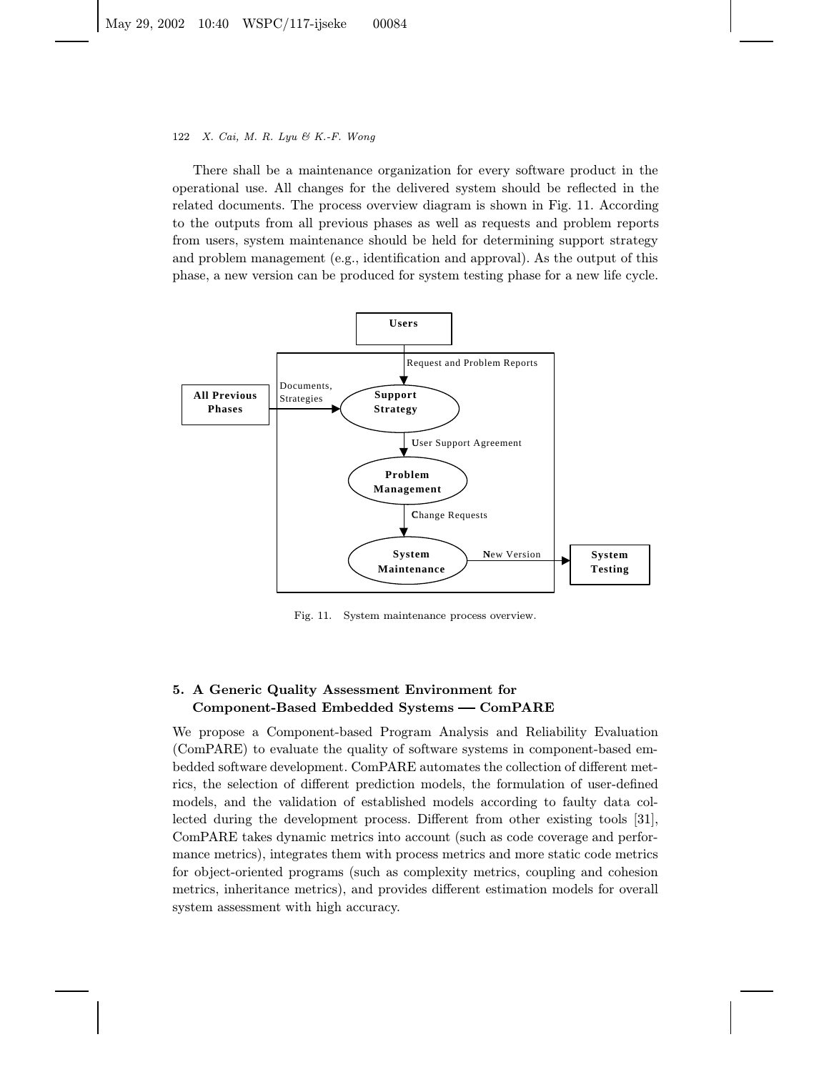There shall be a maintenance organization for every software product in the operational use. All changes for the delivered system should be reflected in the related documents. The process overview diagram is shown in Fig. 11. According to the outputs from all previous phases as well as requests and problem reports from users, system maintenance should be held for determining support strategy and problem management (e.g., identification and approval). As the output of this phase, a new version can be produced for system testing phase for a new life cycle.

Fig. 11. System maintenance process overview.

## 5. A Generic Quality Assessment Environment for Component-Based Embedded Systems — ComPARE

We propose a Component-based Program Analysis and Reliability Evaluation (ComPARE) to evaluate the quality of software systems in component-based embedded software development. ComPARE automates the collection of different metrics, the selection of different prediction models, the formulation of user-defined models, and the validation of established models according to faulty data collected during the development process. Different from other existing tools [31], ComPARE takes dynamic metrics into account (such as code coverage and performance metrics), integrates them with process metrics and more static code metrics for object-oriented programs (such as complexity metrics, coupling and cohesion metrics, inheritance metrics), and provides different estimation models for overall system assessment with high accuracy.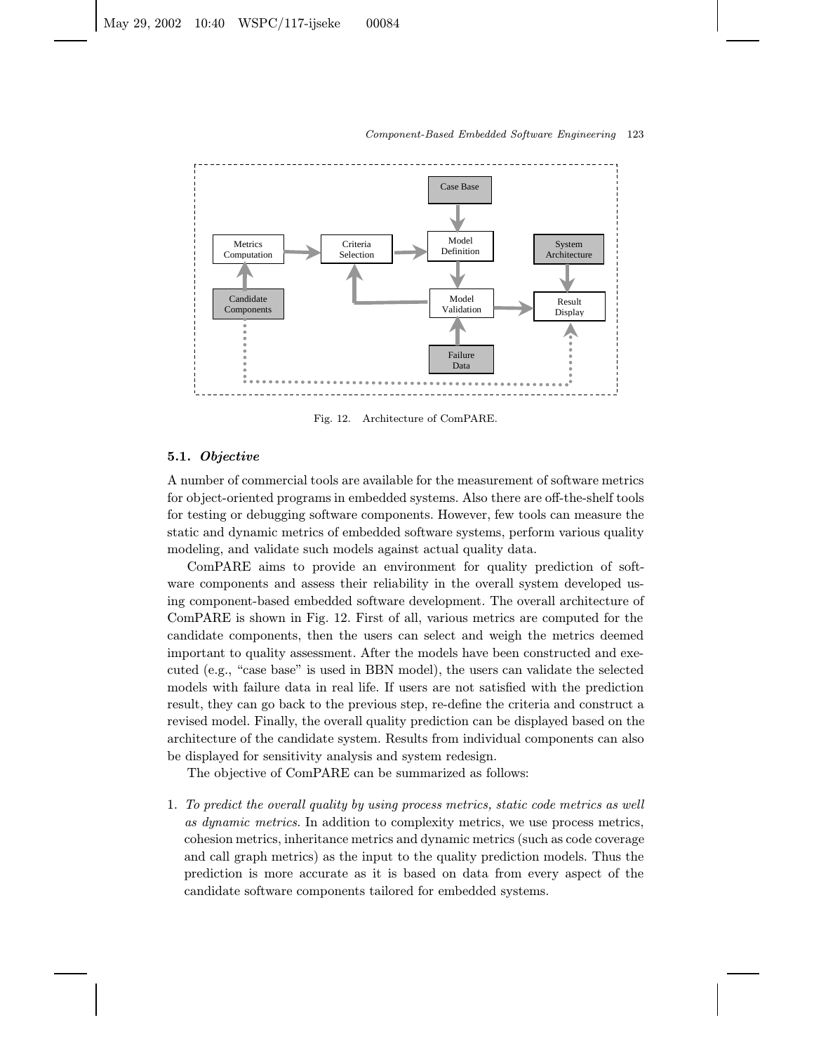Case Base

Metrics Computation

Criteria Selection

Model Definition

System Architecture

Candidate Components

Model Validation

Result Display

Failure Data

Fig. 12. Architecture of ComPARE.

### 5.1. *Objective*

A number of commercial tools are available for the measurement of software metrics for object-oriented programs in embedded systems. Also there are off-the-shelf tools for testing or debugging software components. However, few tools can measure the static and dynamic metrics of embedded software systems, perform various quality modeling, and validate such models against actual quality data.

ComPARE aims to provide an environment for quality prediction of software components and assess their reliability in the overall system developed using component-based embedded software development. The overall architecture of ComPARE is shown in Fig. 12. First of all, various metrics are computed for the candidate components, then the users can select and weigh the metrics deemed important to quality assessment. After the models have been constructed and executed (e.g., "case base" is used in BBN model), the users can validate the selected models with failure data in real life. If users are not satisfied with the prediction result, they can go back to the previous step, re-define the criteria and construct a revised model. Finally, the overall quality prediction can be displayed based on the architecture of the candidate system. Results from individual components can also be displayed for sensitivity analysis and system redesign.

The objective of ComPARE can be summarized as follows:

1. *To predict the overall quality by using process metrics, static code metrics as well as dynamic metrics.* In addition to complexity metrics, we use process metrics, cohesion metrics, inheritance metrics and dynamic metrics (such as code coverage and call graph metrics) as the input to the quality prediction models. Thus the prediction is more accurate as it is based on data from every aspect of the candidate software components tailored for embedded systems.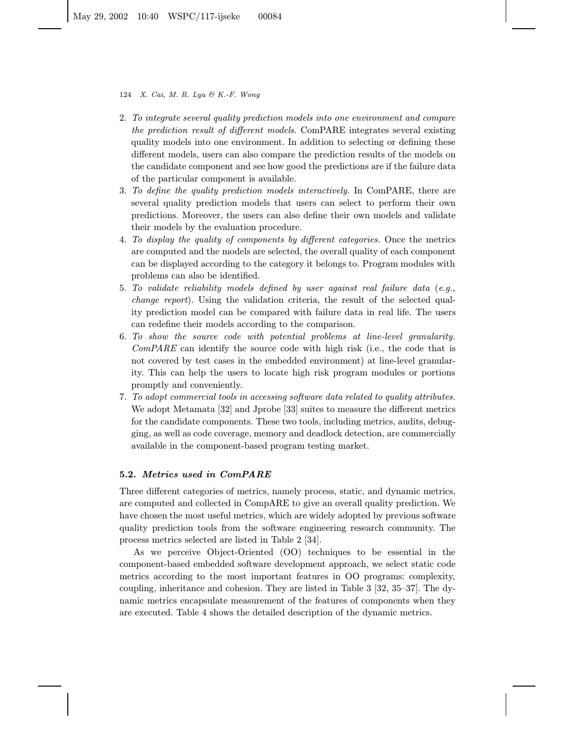2. *To integrate several quality prediction models into one environment and compare the prediction result of different models.* ComPARE integrates several existing quality models into one environment. In addition to selecting or defining these different models, users can also compare the prediction results of the models on the candidate component and see how good the predictions are if the failure data of the particular component is available.
3. *To define the quality prediction models interactively.* In ComPARE, there are several quality prediction models that users can select to perform their own predictions. Moreover, the users can also define their own models and validate their models by the evaluation procedure.
4. *To display the quality of components by different categories.* Once the metrics are computed and the models are selected, the overall quality of each component can be displayed according to the category it belongs to. Program modules with problems can also be identified.
5. *To validate reliability models defined by user against real failure data (e.g., change report).* Using the validation criteria, the result of the selected quality prediction model can be compared with failure data in real life. The users can redefine their models according to the comparison.
6. *To show the source code with potential problems at line-level granularity. ComPARE* can identify the source code with high risk (i.e., the code that is not covered by test cases in the embedded environment) at line-level granularity. This can help the users to locate high risk program modules or portions promptly and conveniently.
7. *To adopt commercial tools in accessing software data related to quality attributes.* We adopt Metamata [32] and Jprobe [33] suites to measure the different metrics for the candidate components. These two tools, including metrics, audits, debugging, as well as code coverage, memory and deadlock detection, are commercially available in the component-based program testing market.

### 5.2. *Metrics used in ComPARE*

Three different categories of metrics, namely process, static, and dynamic metrics, are computed and collected in CompARE to give an overall quality prediction. We have chosen the most useful metrics, which are widely adopted by previous software quality prediction tools from the software engineering research community. The process metrics selected are listed in Table 2 [34].

As we perceive Object-Oriented (OO) techniques to be essential in the component-based embedded software development approach, we select static code metrics according to the most important features in OO programs: complexity, coupling, inheritance and cohesion. They are listed in Table 3 [32, 35–37]. The dynamic metrics encapsulate measurement of the features of components when they are executed. Table 4 shows the detailed description of the dynamic metrics.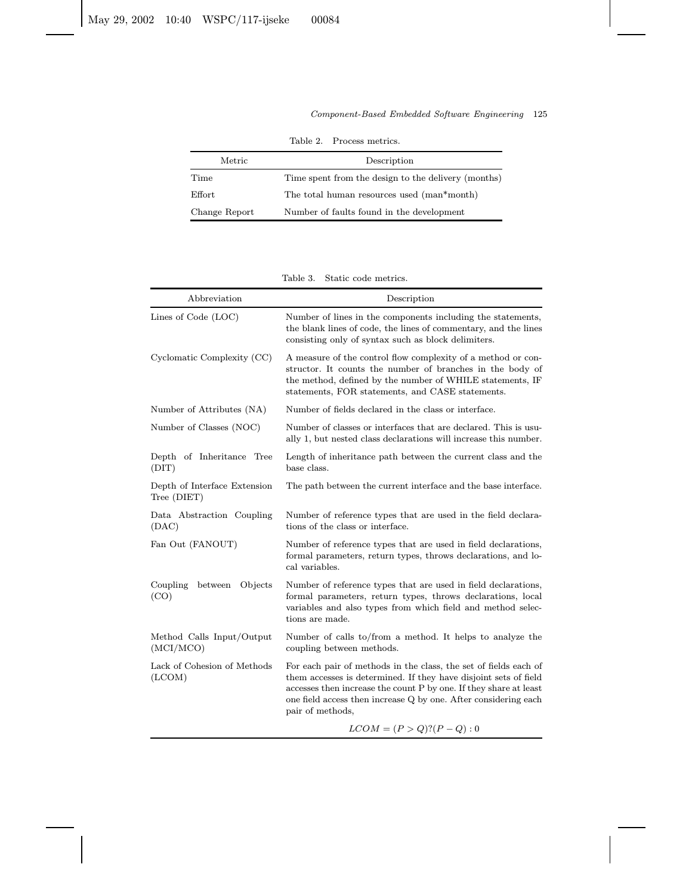Table 2. Process metrics.

| Metric | Description |
|---|---|
| Time | Time spent from the design to the delivery (months) |
| Effort | The total human resources used (man*month) |
| Change Report | Number of faults found in the development |

Table 3. Static code metrics.

| Abbreviation | Description |
|---|---|
| Lines of Code (LOC) | Number of lines in the components including the statements, the blank lines of code, the lines of commentary, and the lines consisting only of syntax such as block delimiters. |
| Cyclomatic Complexity (CC) | A measure of the control flow complexity of a method or constructor. It counts the number of branches in the body of the method, defined by the number of WHILE statements, IF statements, FOR statements, and CASE statements. |
| Number of Attributes (NA) | Number of fields declared in the class or interface. |
| Number of Classes (NOC) | Number of classes or interfaces that are declared. This is usually 1, but nested class declarations will increase this number. |
| Depth of Inheritance Tree (DIT) | Length of inheritance path between the current class and the base class. |
| Depth of Interface Extension Tree (DIET) | The path between the current interface and the base interface. |
| Data Abstraction Coupling (DAC) | Number of reference types that are used in the field declarations of the class or interface. |
| Fan Out (FANOUT) | Number of reference types that are used in field declarations, formal parameters, return types, throws declarations, and local variables. |
| Coupling between Objects (CO) | Number of reference types that are used in field declarations, formal parameters, return types, throws declarations, local variables and also types from which field and method selections are made. |
| Method Calls Input/Output (MCI/MCO) | Number of calls to/from a method. It helps to analyze the coupling between methods. |
| Lack of Cohesion of Methods (LCOM) | For each pair of methods in the class, the set of fields each of them accesses is determined. If they have disjoint sets of field accesses then increase the count P by one. If they share at least one field access then increase Q by one. After considering each pair of methods, $LCOM = (P > Q) ? (P - Q) : 0$ |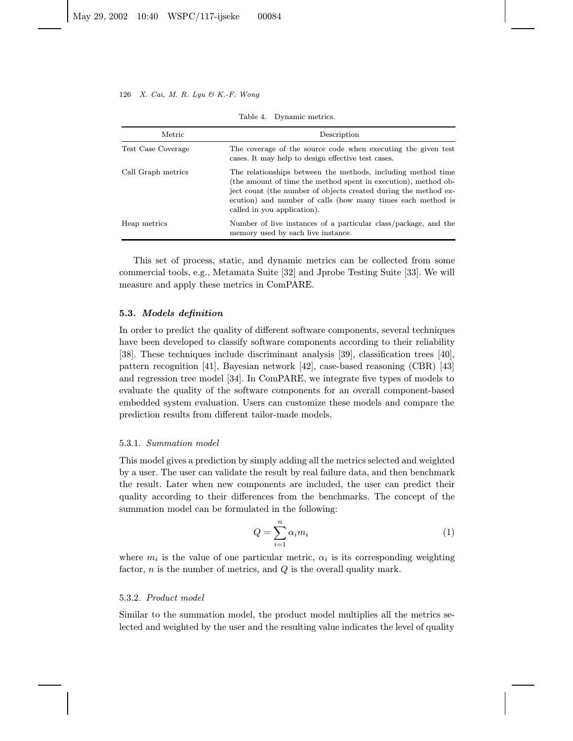Table 4. Dynamic metrics.

| Metric | Description |
|---|---|
| Test Case Coverage | The coverage of the source code when executing the given test cases. It may help to design effective test cases. |
| Call Graph metrics | The relationships between the methods, including method time (the amount of time the method spent in execution), method object count (the number of objects created during the method execution) and number of calls (how many times each method is called in you application). |
| Heap metrics | Number of live instances of a particular class/package, and the memory used by each live instance. |

This set of process, static, and dynamic metrics can be collected from some commercial tools, e.g., Metamata Suite [32] and Jprobe Testing Suite [33]. We will measure and apply these metrics in ComPARE.

### 5.3. *Models definition*

In order to predict the quality of different software components, several techniques have been developed to classify software components according to their reliability [38]. These techniques include discriminant analysis [39], classification trees [40], pattern recognition [41], Bayesian network [42], case-based reasoning (CBR) [43] and regression tree model [34]. In ComPARE, we integrate five types of models to evaluate the quality of the software components for an overall component-based embedded system evaluation. Users can customize these models and compare the prediction results from different tailor-made models.

#### 5.3.1. *Summation model*

This model gives a prediction by simply adding all the metrics selected and weighted by a user. The user can validate the result by real failure data, and then benchmark the result. Later when new components are included, the user can predict their quality according to their differences from the benchmarks. The concept of the summation model can be formulated in the following:

$$Q = \sum_{i=1}^{n} \alpha_i m_i \tag{1}$$

where $m_i$ is the value of one particular metric, $\alpha_i$ is its corresponding weighting factor, $n$ is the number of metrics, and $Q$ is the overall quality mark.

#### 5.3.2. *Product model*

Similar to the summation model, the product model multiplies all the metrics selected and weighted by the user and the resulting value indicates the level of quality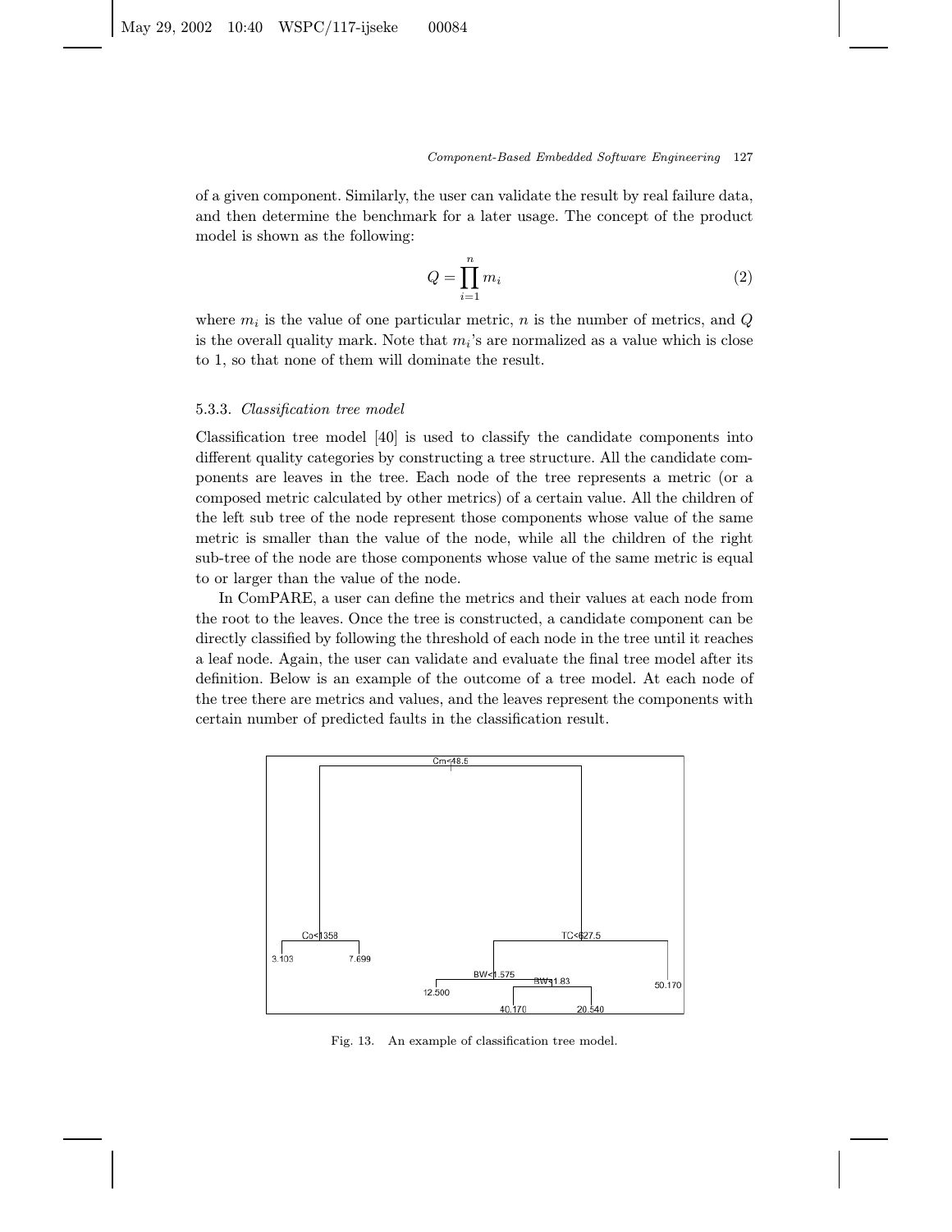of a given component. Similarly, the user can validate the result by real failure data, and then determine the benchmark for a later usage. The concept of the product model is shown as the following:

$$Q = \prod_{i=1}^{n} m_i \tag{2}$$

where $m_i$ is the value of one particular metric, $n$ is the number of metrics, and $Q$ is the overall quality mark. Note that $m_i$'s are normalized as a value which is close to 1, so that none of them will dominate the result.

### 5.3.3. *Classification tree model*

Classification tree model [40] is used to classify the candidate components into different quality categories by constructing a tree structure. All the candidate components are leaves in the tree. Each node of the tree represents a metric (or a composed metric calculated by other metrics) of a certain value. All the children of the left sub tree of the node represent those components whose value of the same metric is smaller than the value of the node, while all the children of the right sub-tree of the node are those components whose value of the same metric is equal to or larger than the value of the node.

In ComPARE, a user can define the metrics and their values at each node from the root to the leaves. Once the tree is constructed, a candidate component can be directly classified by following the threshold of each node in the tree until it reaches a leaf node. Again, the user can validate and evaluate the final tree model after its definition. Below is an example of the outcome of a tree model. At each node of the tree there are metrics and values, and the leaves represent the components with certain number of predicted faults in the classification result.

Fig. 13. An example of classification tree model.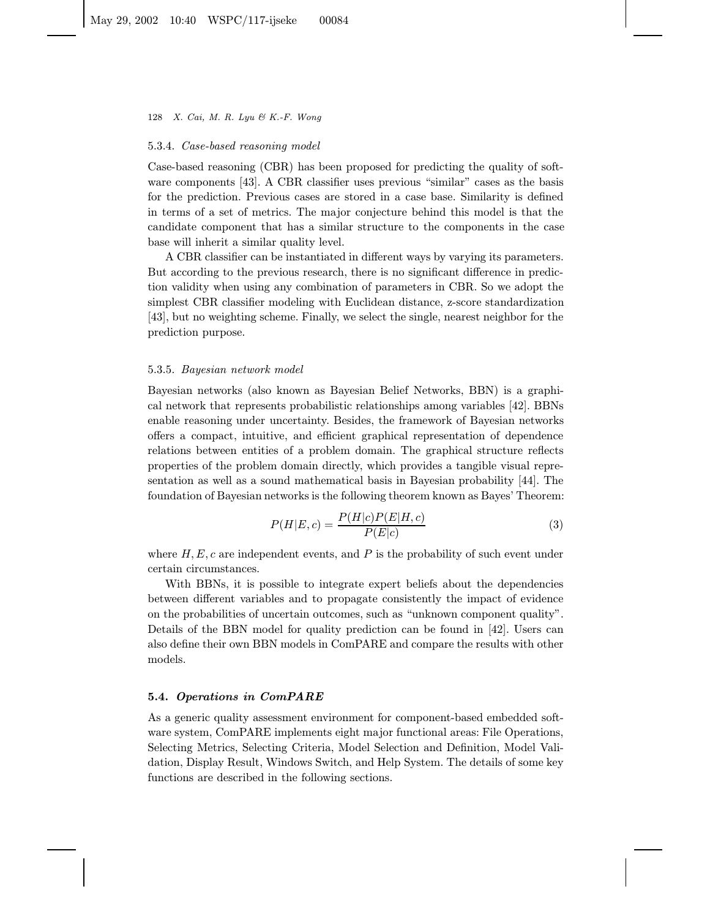#### 5.3.4. *Case-based reasoning model*

Case-based reasoning (CBR) has been proposed for predicting the quality of software components [43]. A CBR classifier uses previous "similar" cases as the basis for the prediction. Previous cases are stored in a case base. Similarity is defined in terms of a set of metrics. The major conjecture behind this model is that the candidate component that has a similar structure to the components in the case base will inherit a similar quality level.

A CBR classifier can be instantiated in different ways by varying its parameters. But according to the previous research, there is no significant difference in prediction validity when using any combination of parameters in CBR. So we adopt the simplest CBR classifier modeling with Euclidean distance, z-score standardization [43], but no weighting scheme. Finally, we select the single, nearest neighbor for the prediction purpose.

#### 5.3.5. *Bayesian network model*

Bayesian networks (also known as Bayesian Belief Networks, BBN) is a graphical network that represents probabilistic relationships among variables [42]. BBNs enable reasoning under uncertainty. Besides, the framework of Bayesian networks offers a compact, intuitive, and efficient graphical representation of dependence relations between entities of a problem domain. The graphical structure reflects properties of the problem domain directly, which provides a tangible visual representation as well as a sound mathematical basis in Bayesian probability [44]. The foundation of Bayesian networks is the following theorem known as Bayes' Theorem:

$$P(H|E, c) = \frac{P(H|c)P(E|H, c)}{P(E|c)} \tag{3}$$

where $H, E, c$ are independent events, and $P$ is the probability of such event under certain circumstances.

With BBNs, it is possible to integrate expert beliefs about the dependencies between different variables and to propagate consistently the impact of evidence on the probabilities of uncertain outcomes, such as "unknown component quality". Details of the BBN model for quality prediction can be found in [42]. Users can also define their own BBN models in ComPARE and compare the results with other models.

### 5.4. *Operations in ComPARE*

As a generic quality assessment environment for component-based embedded software system, ComPARE implements eight major functional areas: File Operations, Selecting Metrics, Selecting Criteria, Model Selection and Definition, Model Validation, Display Result, Windows Switch, and Help System. The details of some key functions are described in the following sections.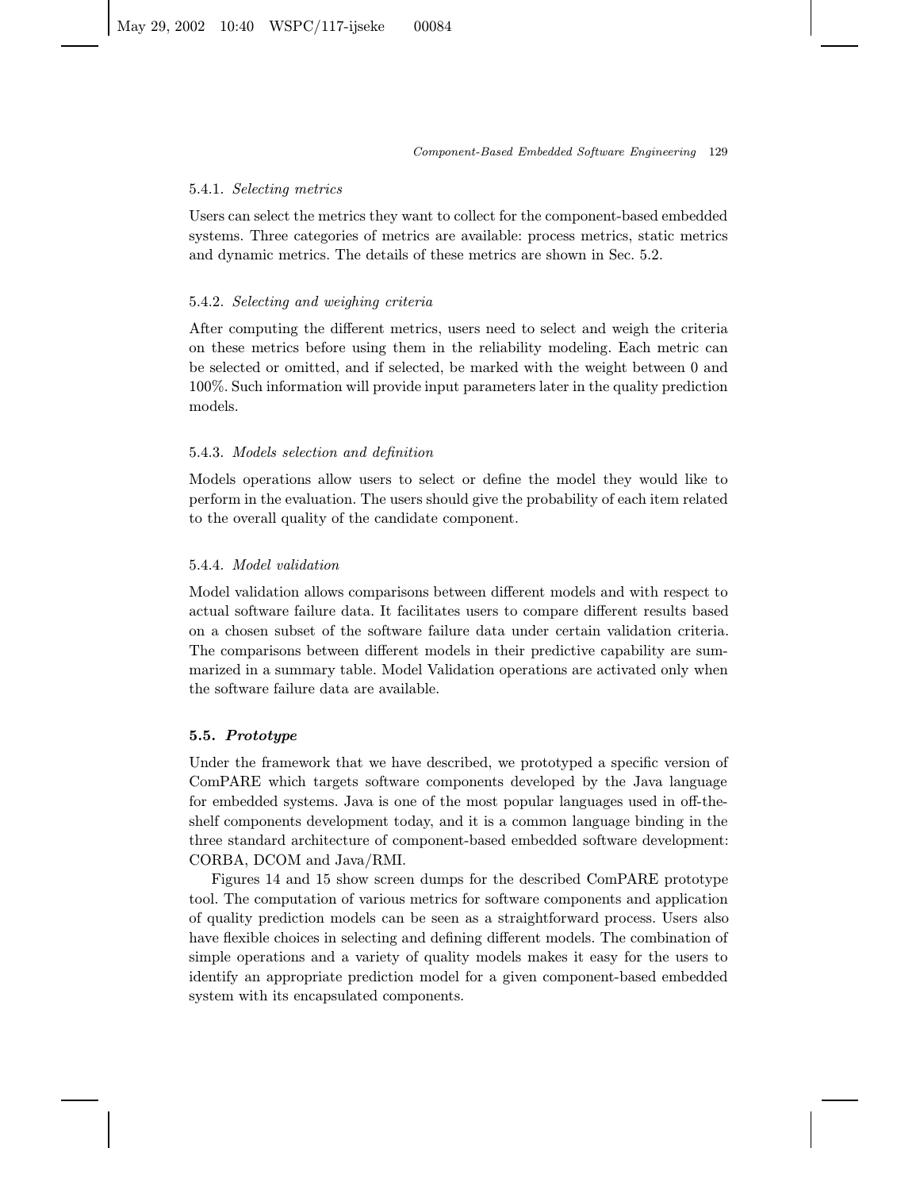#### 5.4.1. *Selecting metrics*

Users can select the metrics they want to collect for the component-based embedded systems. Three categories of metrics are available: process metrics, static metrics and dynamic metrics. The details of these metrics are shown in Sec. 5.2.

#### 5.4.2. *Selecting and weighing criteria*

After computing the different metrics, users need to select and weigh the criteria on these metrics before using them in the reliability modeling. Each metric can be selected or omitted, and if selected, be marked with the weight between 0 and 100%. Such information will provide input parameters later in the quality prediction models.

#### 5.4.3. *Models selection and definition*

Models operations allow users to select or define the model they would like to perform in the evaluation. The users should give the probability of each item related to the overall quality of the candidate component.

#### 5.4.4. *Model validation*

Model validation allows comparisons between different models and with respect to actual software failure data. It facilitates users to compare different results based on a chosen subset of the software failure data under certain validation criteria. The comparisons between different models in their predictive capability are summarized in a summary table. Model Validation operations are activated only when the software failure data are available.

### 5.5. *Prototype*

Under the framework that we have described, we prototyped a specific version of ComPARE which targets software components developed by the Java language for embedded systems. Java is one of the most popular languages used in off-the-shelf components development today, and it is a common language binding in the three standard architecture of component-based embedded software development: CORBA, DCOM and Java/RMI.

Figures 14 and 15 show screen dumps for the described ComPARE prototype tool. The computation of various metrics for software components and application of quality prediction models can be seen as a straightforward process. Users also have flexible choices in selecting and defining different models. The combination of simple operations and a variety of quality models makes it easy for the users to identify an appropriate prediction model for a given component-based embedded system with its encapsulated components.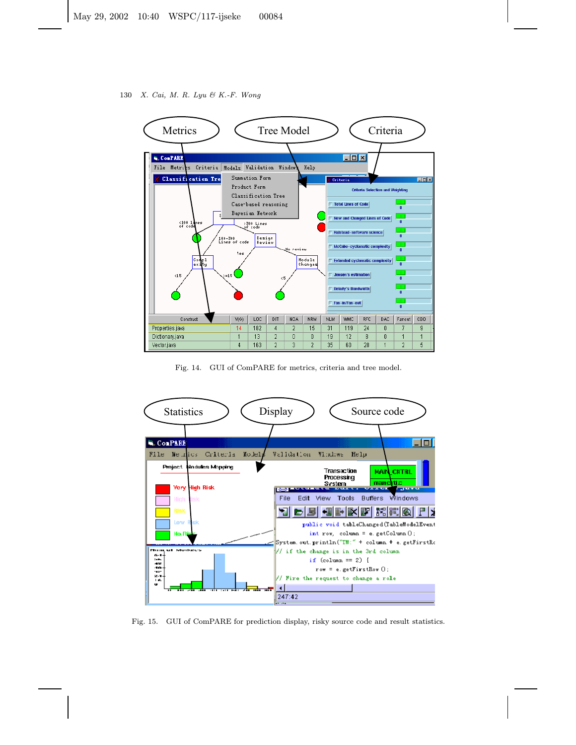Fig. 14. GUI of ComPARE for metrics, criteria and tree model.

Fig. 15. GUI of ComPARE for prediction display, risky source code and result statistics.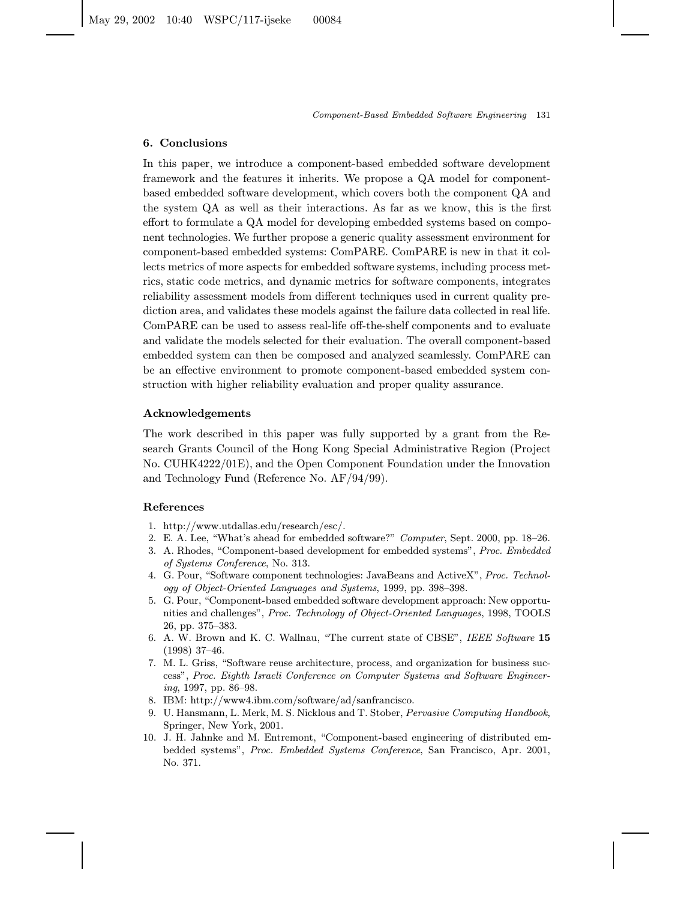## 6. Conclusions

In this paper, we introduce a component-based embedded software development framework and the features it inherits. We propose a QA model for component-based embedded software development, which covers both the component QA and the system QA as well as their interactions. As far as we know, this is the first effort to formulate a QA model for developing embedded systems based on component technologies. We further propose a generic quality assessment environment for component-based embedded systems: ComPARE. ComPARE is new in that it collects metrics of more aspects for embedded software systems, including process metrics, static code metrics, and dynamic metrics for software components, integrates reliability assessment models from different techniques used in current quality prediction area, and validates these models against the failure data collected in real life. ComPARE can be used to assess real-life off-the-shelf components and to evaluate and validate the models selected for their evaluation. The overall component-based embedded system can then be composed and analyzed seamlessly. ComPARE can be an effective environment to promote component-based embedded system construction with higher reliability evaluation and proper quality assurance.

### Acknowledgements

The work described in this paper was fully supported by a grant from the Research Grants Council of the Hong Kong Special Administrative Region (Project No. CUHK4222/01E), and the Open Component Foundation under the Innovation and Technology Fund (Reference No. AF/94/99).

### References

1. http://www.utdallas.edu/research/esc/.
2. E. A. Lee, "What's ahead for embedded software?" *Computer*, Sept. 2000, pp. 18–26.
3. A. Rhodes, "Component-based development for embedded systems", *Proc. Embedded of Systems Conference*, No. 313.
4. G. Pour, "Software component technologies: JavaBeans and ActiveX", *Proc. Technology of Object-Oriented Languages and Systems*, 1999, pp. 398–398.
5. G. Pour, "Component-based embedded software development approach: New opportunities and challenges", *Proc. Technology of Object-Oriented Languages*, 1998, TOOLS 26, pp. 375–383.
6. A. W. Brown and K. C. Wallnau, "The current state of CBSE", *IEEE Software* **15** (1998) 37–46.
7. M. L. Griss, "Software reuse architecture, process, and organization for business success", *Proc. Eighth Israeli Conference on Computer Systems and Software Engineering*, 1997, pp. 86–98.
8. IBM: http://www4.ibm.com/software/ad/sanfrancisco.
9. U. Hansmann, L. Merk, M. S. Nicklous and T. Stober, *Pervasive Computing Handbook*, Springer, New York, 2001.
10. J. H. Jahnke and M. Entremont, "Component-based engineering of distributed embedded systems", *Proc. Embedded Systems Conference*, San Francisco, Apr. 2001, No. 371.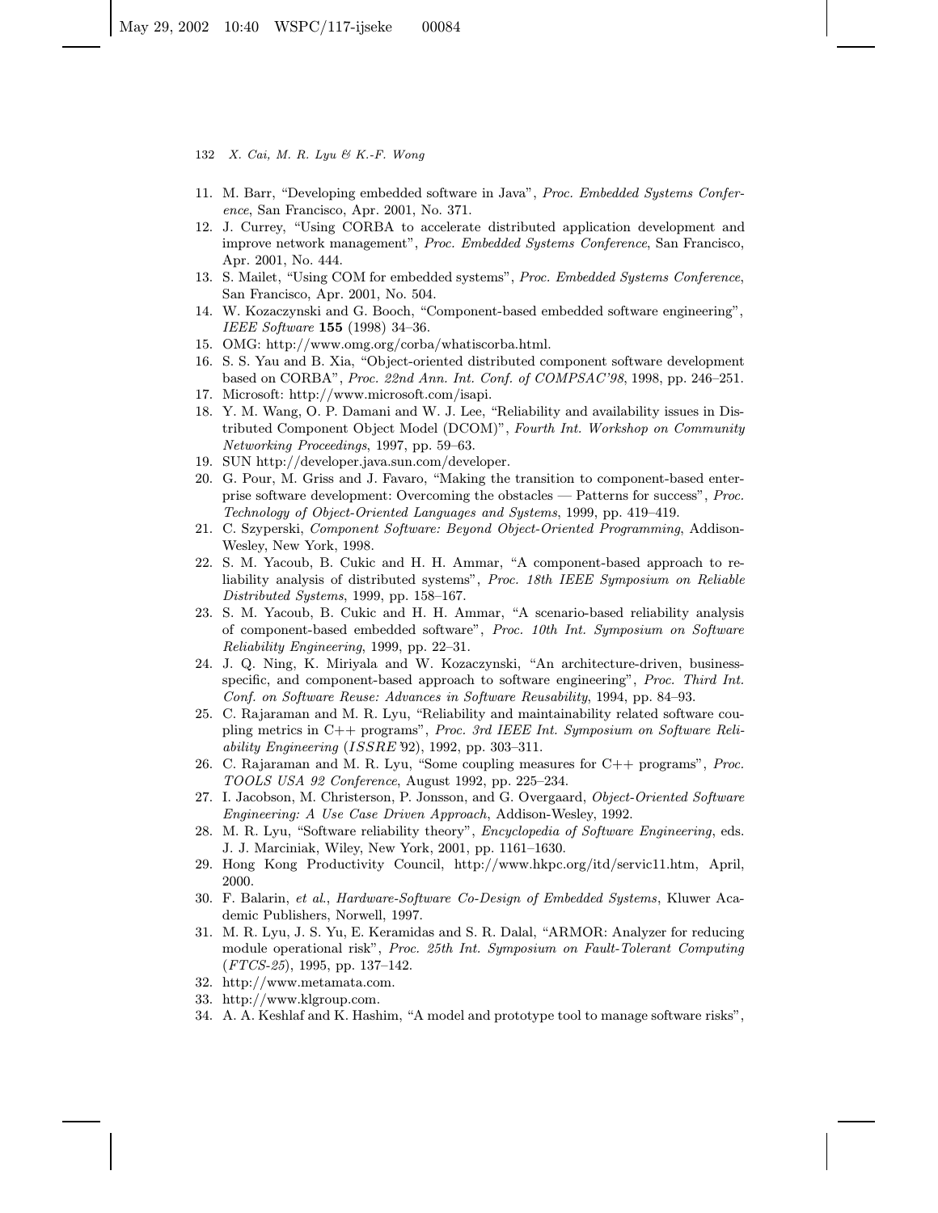11. M. Barr, "Developing embedded software in Java", *Proc. Embedded Systems Conference*, San Francisco, Apr. 2001, No. 371.
12. J. Currey, "Using CORBA to accelerate distributed application development and improve network management", *Proc. Embedded Systems Conference*, San Francisco, Apr. 2001, No. 444.
13. S. Mailet, "Using COM for embedded systems", *Proc. Embedded Systems Conference*, San Francisco, Apr. 2001, No. 504.
14. W. Kozaczynski and G. Booch, "Component-based embedded software engineering", *IEEE Software* **155** (1998) 34–36.
15. OMG: http://www.omg.org/corba/whatiscorba.html.
16. S. S. Yau and B. Xia, "Object-oriented distributed component software development based on CORBA", *Proc. 22nd Ann. Int. Conf. of COMPSAC'98*, 1998, pp. 246–251.
17. Microsoft: http://www.microsoft.com/isapi.
18. Y. M. Wang, O. P. Damani and W. J. Lee, "Reliability and availability issues in Distributed Component Object Model (DCOM)", *Fourth Int. Workshop on Community Networking Proceedings*, 1997, pp. 59–63.
19. SUN http://developer.java.sun.com/developer.
20. G. Pour, M. Griss and J. Favaro, "Making the transition to component-based enterprise software development: Overcoming the obstacles — Patterns for success", *Proc. Technology of Object-Oriented Languages and Systems*, 1999, pp. 419–419.
21. C. Szyperski, *Component Software: Beyond Object-Oriented Programming*, Addison-Wesley, New York, 1998.
22. S. M. Yacoub, B. Cukic and H. H. Ammar, "A component-based approach to reliability analysis of distributed systems", *Proc. 18th IEEE Symposium on Reliable Distributed Systems*, 1999, pp. 158–167.
23. S. M. Yacoub, B. Cukic and H. H. Ammar, "A scenario-based reliability analysis of component-based embedded software", *Proc. 10th Int. Symposium on Software Reliability Engineering*, 1999, pp. 22–31.
24. J. Q. Ning, K. Miriyala and W. Kozaczynski, "An architecture-driven, business-specific, and component-based approach to software engineering", *Proc. Third Int. Conf. on Software Reuse: Advances in Software Reusability*, 1994, pp. 84–93.
25. C. Rajaraman and M. R. Lyu, "Reliability and maintainability related software coupling metrics in C++ programs", *Proc. 3rd IEEE Int. Symposium on Software Reliability Engineering* (*ISSRE'92*), 1992, pp. 303–311.
26. C. Rajaraman and M. R. Lyu, "Some coupling measures for C++ programs", *Proc. TOOLS USA 92 Conference*, August 1992, pp. 225–234.
27. I. Jacobson, M. Christerson, P. Jonsson, and G. Overgaard, *Object-Oriented Software Engineering: A Use Case Driven Approach*, Addison-Wesley, 1992.
28. M. R. Lyu, "Software reliability theory", *Encyclopedia of Software Engineering*, eds. J. J. Marciniak, Wiley, New York, 2001, pp. 1161–1630.
29. Hong Kong Productivity Council, http://www.hkpc.org/itd/servic11.htm, April, 2000.
30. F. Balarin, *et al.*, *Hardware-Software Co-Design of Embedded Systems*, Kluwer Academic Publishers, Norwell, 1997.
31. M. R. Lyu, J. S. Yu, E. Keramidas and S. R. Dalal, "ARMOR: Analyzer for reducing module operational risk", *Proc. 25th Int. Symposium on Fault-Tolerant Computing* (*FTCS-25*), 1995, pp. 137–142.
32. http://www.metamata.com.
33. http://www.klgroup.com.
34. A. A. Keshlaf and K. Hashim, "A model and prototype tool to manage software risks",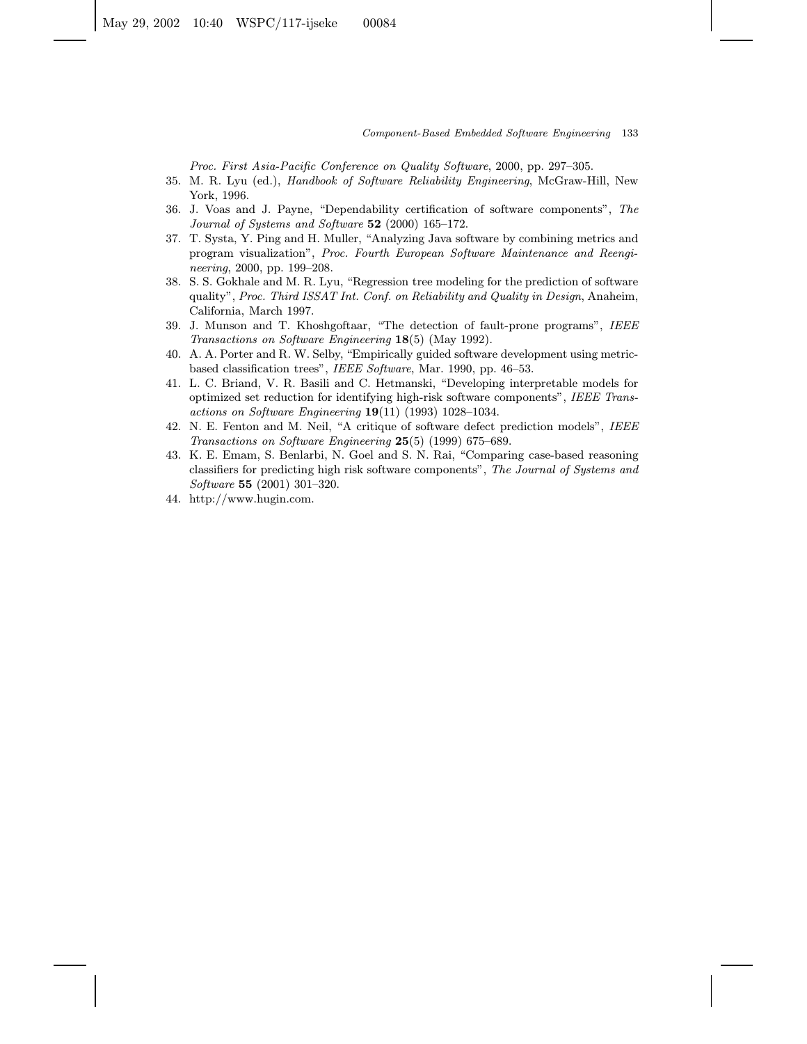*Proc. First Asia-Pacific Conference on Quality Software*, 2000, pp. 297–305.

35. M. R. Lyu (ed.), *Handbook of Software Reliability Engineering*, McGraw-Hill, New York, 1996.
36. J. Voas and J. Payne, "Dependability certification of software components", *The Journal of Systems and Software* **52** (2000) 165–172.
37. T. Systa, Y. Ping and H. Muller, "Analyzing Java software by combining metrics and program visualization", *Proc. Fourth European Software Maintenance and Reengineering*, 2000, pp. 199–208.
38. S. S. Gokhale and M. R. Lyu, "Regression tree modeling for the prediction of software quality", *Proc. Third ISSAT Int. Conf. on Reliability and Quality in Design*, Anaheim, California, March 1997.
39. J. Munson and T. Khoshgoftaar, "The detection of fault-prone programs", *IEEE Transactions on Software Engineering* **18**(5) (May 1992).
40. A. A. Porter and R. W. Selby, "Empirically guided software development using metric-based classification trees", *IEEE Software*, Mar. 1990, pp. 46–53.
41. L. C. Briand, V. R. Basili and C. Hetmanski, "Developing interpretable models for optimized set reduction for identifying high-risk software components", *IEEE Transactions on Software Engineering* **19**(11) (1993) 1028–1034.
42. N. E. Fenton and M. Neil, "A critique of software defect prediction models", *IEEE Transactions on Software Engineering* **25**(5) (1999) 675–689.
43. K. E. Emam, S. Benlarbi, N. Goel and S. N. Rai, "Comparing case-based reasoning classifiers for predicting high risk software components", *The Journal of Systems and Software* **55** (2001) 301–320.
44. http://www.hugin.com.